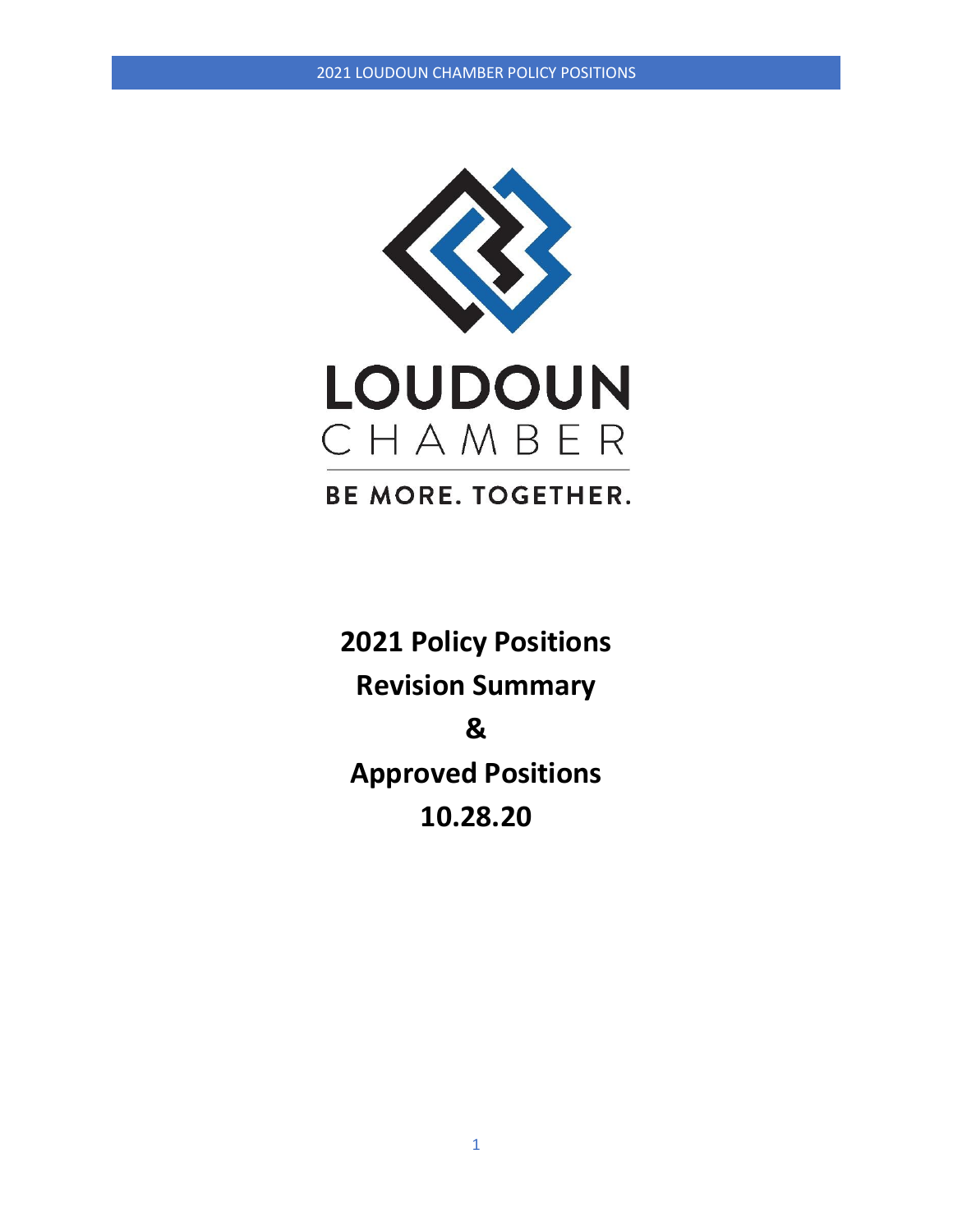LOUDOUN

CHAMBER

BE MORE. TOGETHER.

# 2021 Policy Positions

# Revision Summary

# &

# Approved Positions

# 10.28.20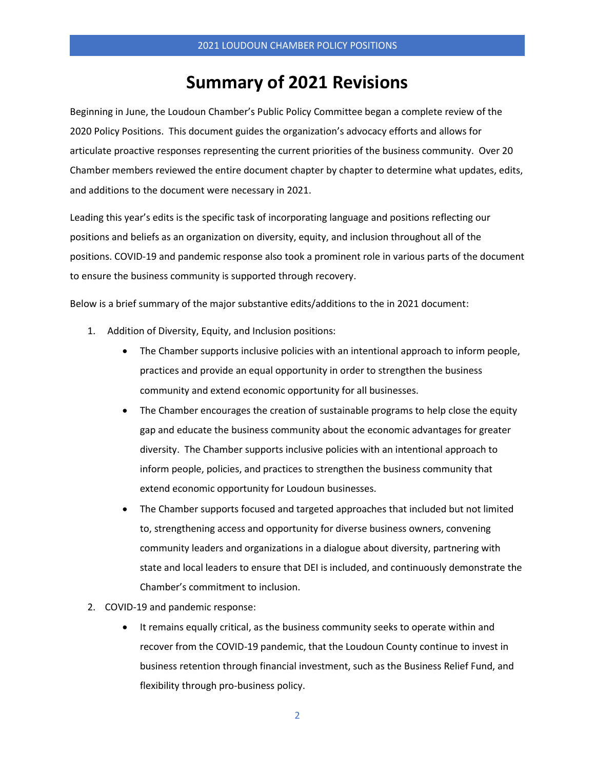# Summary of 2021 Revisions

Beginning in June, the Loudoun Chamber's Public Policy Committee began a complete review of the 2020 Policy Positions. This document guides the organization's advocacy efforts and allows for articulate proactive responses representing the current priorities of the business community. Over 20 Chamber members reviewed the entire document chapter by chapter to determine what updates, edits, and additions to the document were necessary in 2021.

Leading this year's edits is the specific task of incorporating language and positions reflecting our positions and beliefs as an organization on diversity, equity, and inclusion throughout all of the positions. COVID-19 and pandemic response also took a prominent role in various parts of the document to ensure the business community is supported through recovery.

Below is a brief summary of the major substantive edits/additions to the in 2021 document:

1. Addition of Diversity, Equity, and Inclusion positions:
   - The Chamber supports inclusive policies with an intentional approach to inform people, practices and provide an equal opportunity in order to strengthen the business community and extend economic opportunity for all businesses.
   - The Chamber encourages the creation of sustainable programs to help close the equity gap and educate the business community about the economic advantages for greater diversity. The Chamber supports inclusive policies with an intentional approach to inform people, policies, and practices to strengthen the business community that extend economic opportunity for Loudoun businesses.
   - The Chamber supports focused and targeted approaches that included but not limited to, strengthening access and opportunity for diverse business owners, convening community leaders and organizations in a dialogue about diversity, partnering with state and local leaders to ensure that DEI is included, and continuously demonstrate the Chamber's commitment to inclusion.
2. COVID-19 and pandemic response:
   - It remains equally critical, as the business community seeks to operate within and recover from the COVID-19 pandemic, that the Loudoun County continue to invest in business retention through financial investment, such as the Business Relief Fund, and flexibility through pro-business policy.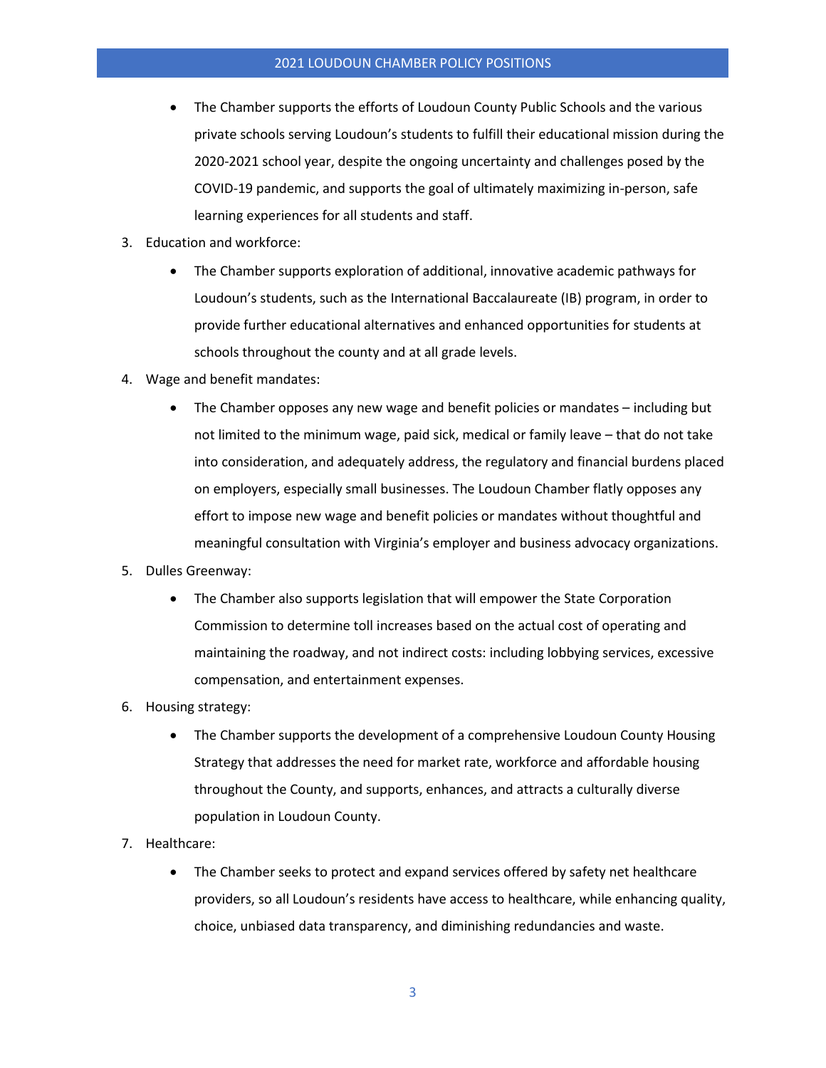- The Chamber supports the efforts of Loudoun County Public Schools and the various private schools serving Loudoun's students to fulfill their educational mission during the 2020-2021 school year, despite the ongoing uncertainty and challenges posed by the COVID-19 pandemic, and supports the goal of ultimately maximizing in-person, safe learning experiences for all students and staff.

3. Education and workforce:
    - The Chamber supports exploration of additional, innovative academic pathways for Loudoun's students, such as the International Baccalaureate (IB) program, in order to provide further educational alternatives and enhanced opportunities for students at schools throughout the county and at all grade levels.
4. Wage and benefit mandates:
    - The Chamber opposes any new wage and benefit policies or mandates – including but not limited to the minimum wage, paid sick, medical or family leave – that do not take into consideration, and adequately address, the regulatory and financial burdens placed on employers, especially small businesses. The Loudoun Chamber flatly opposes any effort to impose new wage and benefit policies or mandates without thoughtful and meaningful consultation with Virginia's employer and business advocacy organizations.
5. Dulles Greenway:
    - The Chamber also supports legislation that will empower the State Corporation Commission to determine toll increases based on the actual cost of operating and maintaining the roadway, and not indirect costs: including lobbying services, excessive compensation, and entertainment expenses.
6. Housing strategy:
    - The Chamber supports the development of a comprehensive Loudoun County Housing Strategy that addresses the need for market rate, workforce and affordable housing throughout the County, and supports, enhances, and attracts a culturally diverse population in Loudoun County.
7. Healthcare:
    - The Chamber seeks to protect and expand services offered by safety net healthcare providers, so all Loudoun's residents have access to healthcare, while enhancing quality, choice, unbiased data transparency, and diminishing redundancies and waste.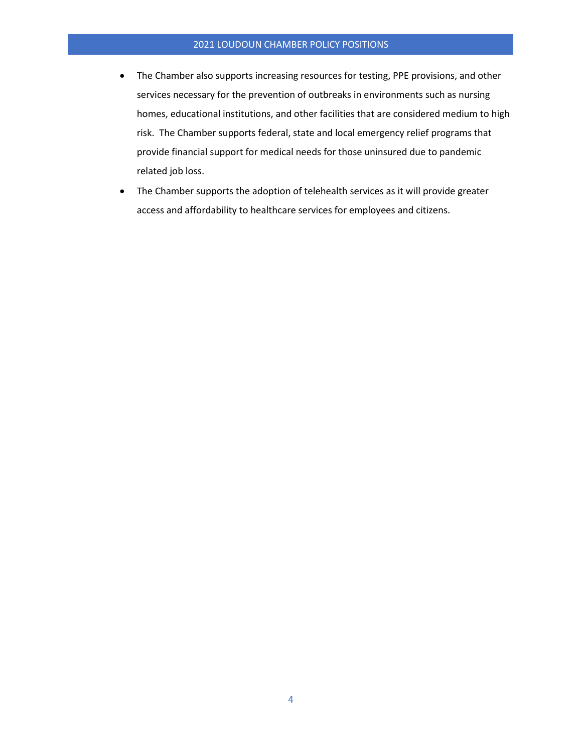- The Chamber also supports increasing resources for testing, PPE provisions, and other services necessary for the prevention of outbreaks in environments such as nursing homes, educational institutions, and other facilities that are considered medium to high risk. The Chamber supports federal, state and local emergency relief programs that provide financial support for medical needs for those uninsured due to pandemic related job loss.
- The Chamber supports the adoption of telehealth services as it will provide greater access and affordability to healthcare services for employees and citizens.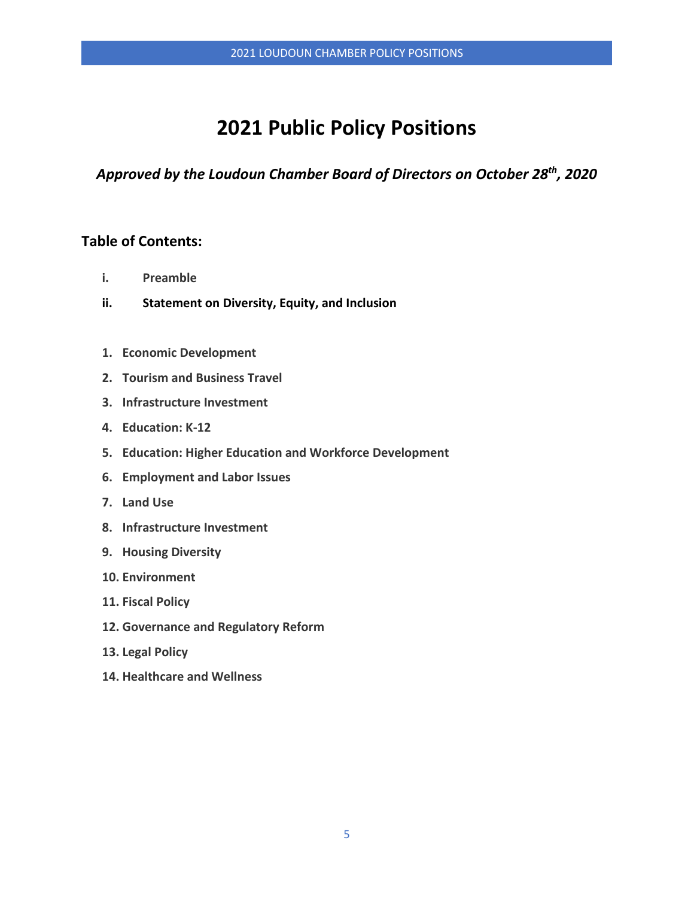# 2021 Public Policy Positions

***Approved by the Loudoun Chamber Board of Directors on October 28th, 2020***

## Table of Contents:

- **i. Preamble**
- **ii. Statement on Diversity, Equity, and Inclusion**

1. **Economic Development**
2. **Tourism and Business Travel**
3. **Infrastructure Investment**
4. **Education: K-12**
5. **Education: Higher Education and Workforce Development**
6. **Employment and Labor Issues**
7. **Land Use**
8. **Infrastructure Investment**
9. **Housing Diversity**
10. **Environment**
11. **Fiscal Policy**
12. **Governance and Regulatory Reform**
13. **Legal Policy**
14. **Healthcare and Wellness**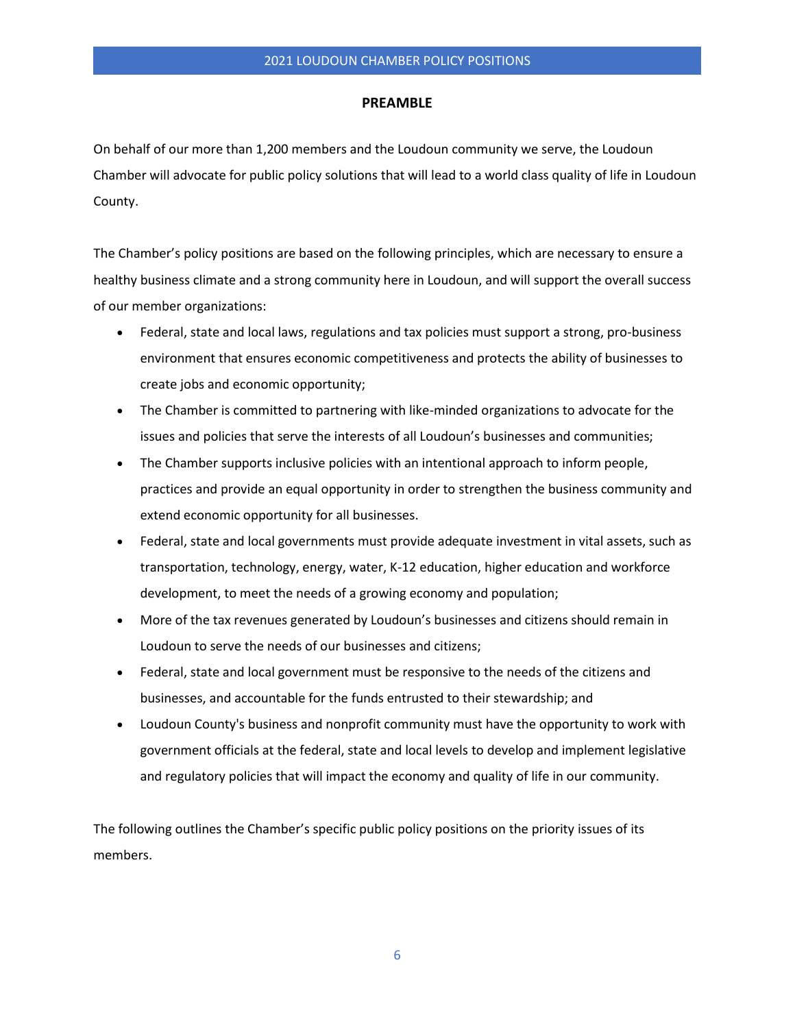## PREAMBLE

On behalf of our more than 1,200 members and the Loudoun community we serve, the Loudoun Chamber will advocate for public policy solutions that will lead to a world class quality of life in Loudoun County.

The Chamber's policy positions are based on the following principles, which are necessary to ensure a healthy business climate and a strong community here in Loudoun, and will support the overall success of our member organizations:

- Federal, state and local laws, regulations and tax policies must support a strong, pro-business environment that ensures economic competitiveness and protects the ability of businesses to create jobs and economic opportunity;
- The Chamber is committed to partnering with like-minded organizations to advocate for the issues and policies that serve the interests of all Loudoun's businesses and communities;
- The Chamber supports inclusive policies with an intentional approach to inform people, practices and provide an equal opportunity in order to strengthen the business community and extend economic opportunity for all businesses.
- Federal, state and local governments must provide adequate investment in vital assets, such as transportation, technology, energy, water, K-12 education, higher education and workforce development, to meet the needs of a growing economy and population;
- More of the tax revenues generated by Loudoun's businesses and citizens should remain in Loudoun to serve the needs of our businesses and citizens;
- Federal, state and local government must be responsive to the needs of the citizens and businesses, and accountable for the funds entrusted to their stewardship; and
- Loudoun County's business and nonprofit community must have the opportunity to work with government officials at the federal, state and local levels to develop and implement legislative and regulatory policies that will impact the economy and quality of life in our community.

The following outlines the Chamber's specific public policy positions on the priority issues of its members.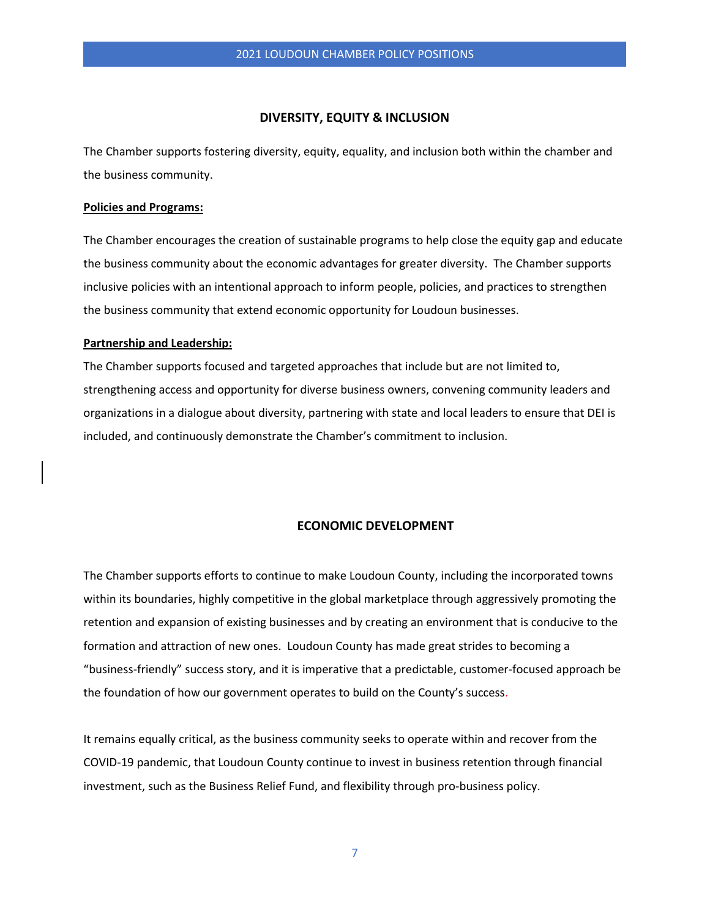## DIVERSITY, EQUITY & INCLUSION

The Chamber supports fostering diversity, equity, equality, and inclusion both within the chamber and the business community.

**Policies and Programs:**

The Chamber encourages the creation of sustainable programs to help close the equity gap and educate the business community about the economic advantages for greater diversity. The Chamber supports inclusive policies with an intentional approach to inform people, policies, and practices to strengthen the business community that extend economic opportunity for Loudoun businesses.

**Partnership and Leadership:**

The Chamber supports focused and targeted approaches that include but are not limited to, strengthening access and opportunity for diverse business owners, convening community leaders and organizations in a dialogue about diversity, partnering with state and local leaders to ensure that DEI is included, and continuously demonstrate the Chamber's commitment to inclusion.

## ECONOMIC DEVELOPMENT

The Chamber supports efforts to continue to make Loudoun County, including the incorporated towns within its boundaries, highly competitive in the global marketplace through aggressively promoting the retention and expansion of existing businesses and by creating an environment that is conducive to the formation and attraction of new ones. Loudoun County has made great strides to becoming a "business-friendly" success story, and it is imperative that a predictable, customer-focused approach be the foundation of how our government operates to build on the County's success.

It remains equally critical, as the business community seeks to operate within and recover from the COVID-19 pandemic, that Loudoun County continue to invest in business retention through financial investment, such as the Business Relief Fund, and flexibility through pro-business policy.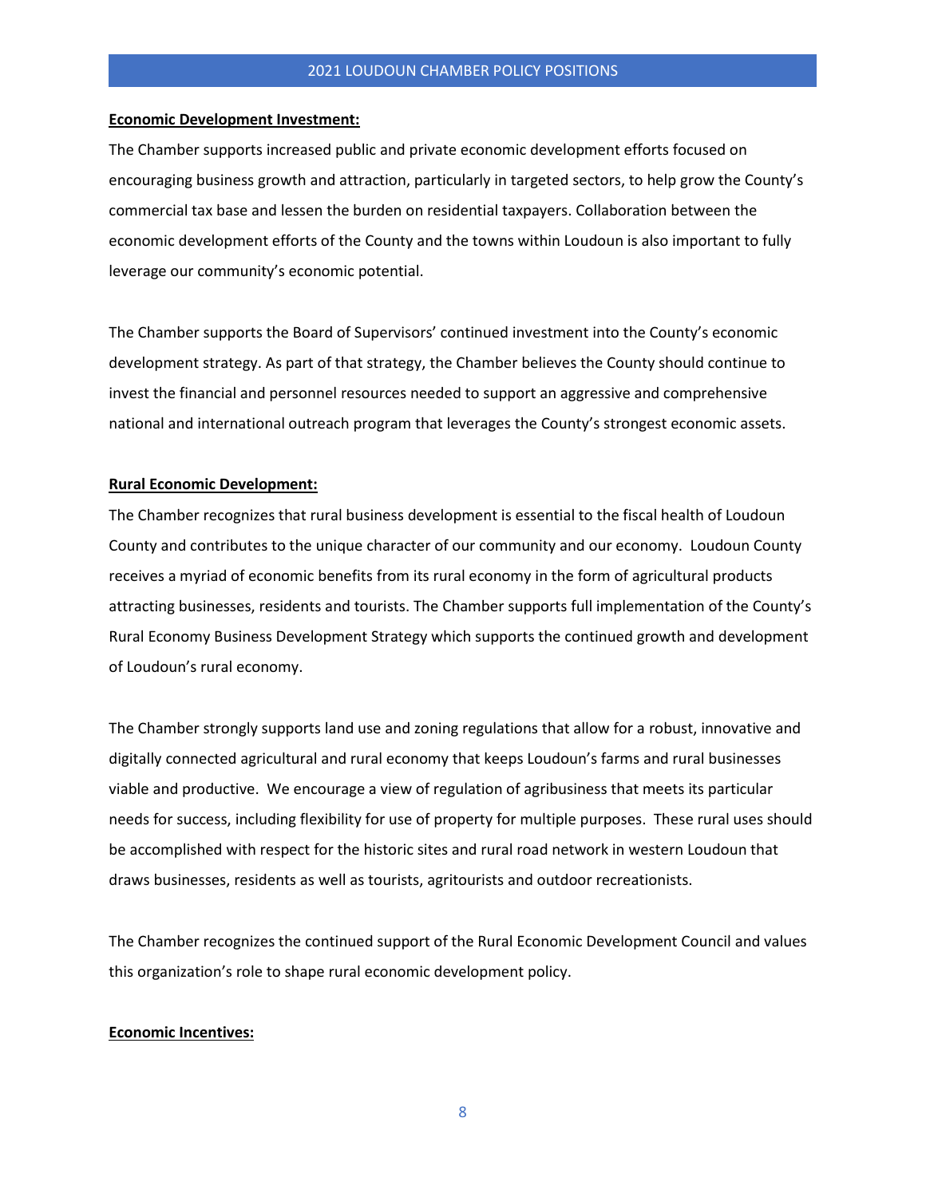**Economic Development Investment:**

The Chamber supports increased public and private economic development efforts focused on encouraging business growth and attraction, particularly in targeted sectors, to help grow the County's commercial tax base and lessen the burden on residential taxpayers. Collaboration between the economic development efforts of the County and the towns within Loudoun is also important to fully leverage our community's economic potential.

The Chamber supports the Board of Supervisors' continued investment into the County's economic development strategy. As part of that strategy, the Chamber believes the County should continue to invest the financial and personnel resources needed to support an aggressive and comprehensive national and international outreach program that leverages the County's strongest economic assets.

**Rural Economic Development:**

The Chamber recognizes that rural business development is essential to the fiscal health of Loudoun County and contributes to the unique character of our community and our economy. Loudoun County receives a myriad of economic benefits from its rural economy in the form of agricultural products attracting businesses, residents and tourists. The Chamber supports full implementation of the County's Rural Economy Business Development Strategy which supports the continued growth and development of Loudoun's rural economy.

The Chamber strongly supports land use and zoning regulations that allow for a robust, innovative and digitally connected agricultural and rural economy that keeps Loudoun's farms and rural businesses viable and productive. We encourage a view of regulation of agribusiness that meets its particular needs for success, including flexibility for use of property for multiple purposes. These rural uses should be accomplished with respect for the historic sites and rural road network in western Loudoun that draws businesses, residents as well as tourists, agritourists and outdoor recreationists.

The Chamber recognizes the continued support of the Rural Economic Development Council and values this organization's role to shape rural economic development policy.

**Economic Incentives:**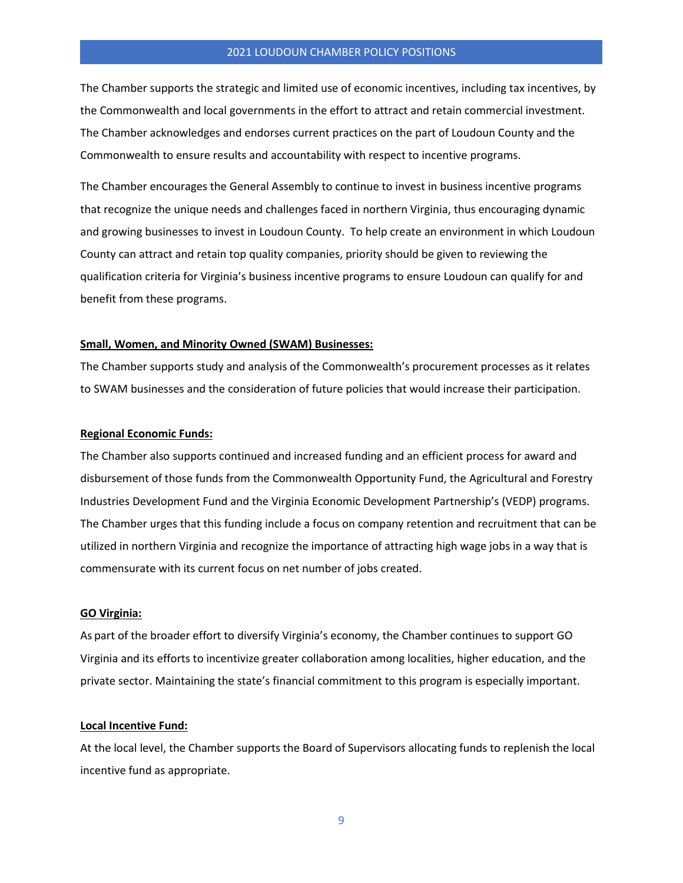The Chamber supports the strategic and limited use of economic incentives, including tax incentives, by the Commonwealth and local governments in the effort to attract and retain commercial investment. The Chamber acknowledges and endorses current practices on the part of Loudoun County and the Commonwealth to ensure results and accountability with respect to incentive programs.

The Chamber encourages the General Assembly to continue to invest in business incentive programs that recognize the unique needs and challenges faced in northern Virginia, thus encouraging dynamic and growing businesses to invest in Loudoun County. To help create an environment in which Loudoun County can attract and retain top quality companies, priority should be given to reviewing the qualification criteria for Virginia's business incentive programs to ensure Loudoun can qualify for and benefit from these programs.

**Small, Women, and Minority Owned (SWAM) Businesses:**

The Chamber supports study and analysis of the Commonwealth's procurement processes as it relates to SWAM businesses and the consideration of future policies that would increase their participation.

**Regional Economic Funds:**

The Chamber also supports continued and increased funding and an efficient process for award and disbursement of those funds from the Commonwealth Opportunity Fund, the Agricultural and Forestry Industries Development Fund and the Virginia Economic Development Partnership's (VEDP) programs. The Chamber urges that this funding include a focus on company retention and recruitment that can be utilized in northern Virginia and recognize the importance of attracting high wage jobs in a way that is commensurate with its current focus on net number of jobs created.

**GO Virginia:**

As part of the broader effort to diversify Virginia's economy, the Chamber continues to support GO Virginia and its efforts to incentivize greater collaboration among localities, higher education, and the private sector. Maintaining the state's financial commitment to this program is especially important.

**Local Incentive Fund:**

At the local level, the Chamber supports the Board of Supervisors allocating funds to replenish the local incentive fund as appropriate.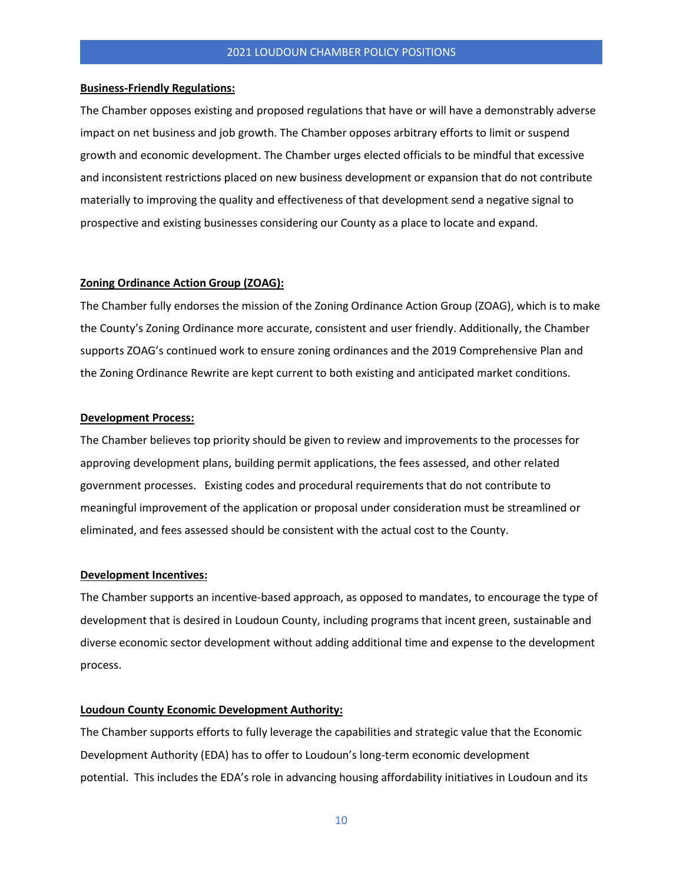**Business-Friendly Regulations:**

The Chamber opposes existing and proposed regulations that have or will have a demonstrably adverse impact on net business and job growth. The Chamber opposes arbitrary efforts to limit or suspend growth and economic development. The Chamber urges elected officials to be mindful that excessive and inconsistent restrictions placed on new business development or expansion that do not contribute materially to improving the quality and effectiveness of that development send a negative signal to prospective and existing businesses considering our County as a place to locate and expand.

**Zoning Ordinance Action Group (ZOAG):**

The Chamber fully endorses the mission of the Zoning Ordinance Action Group (ZOAG), which is to make the County's Zoning Ordinance more accurate, consistent and user friendly. Additionally, the Chamber supports ZOAG's continued work to ensure zoning ordinances and the 2019 Comprehensive Plan and the Zoning Ordinance Rewrite are kept current to both existing and anticipated market conditions.

**Development Process:**

The Chamber believes top priority should be given to review and improvements to the processes for approving development plans, building permit applications, the fees assessed, and other related government processes. Existing codes and procedural requirements that do not contribute to meaningful improvement of the application or proposal under consideration must be streamlined or eliminated, and fees assessed should be consistent with the actual cost to the County.

**Development Incentives:**

The Chamber supports an incentive-based approach, as opposed to mandates, to encourage the type of development that is desired in Loudoun County, including programs that incent green, sustainable and diverse economic sector development without adding additional time and expense to the development process.

**Loudoun County Economic Development Authority:**

The Chamber supports efforts to fully leverage the capabilities and strategic value that the Economic Development Authority (EDA) has to offer to Loudoun's long-term economic development potential. This includes the EDA's role in advancing housing affordability initiatives in Loudoun and its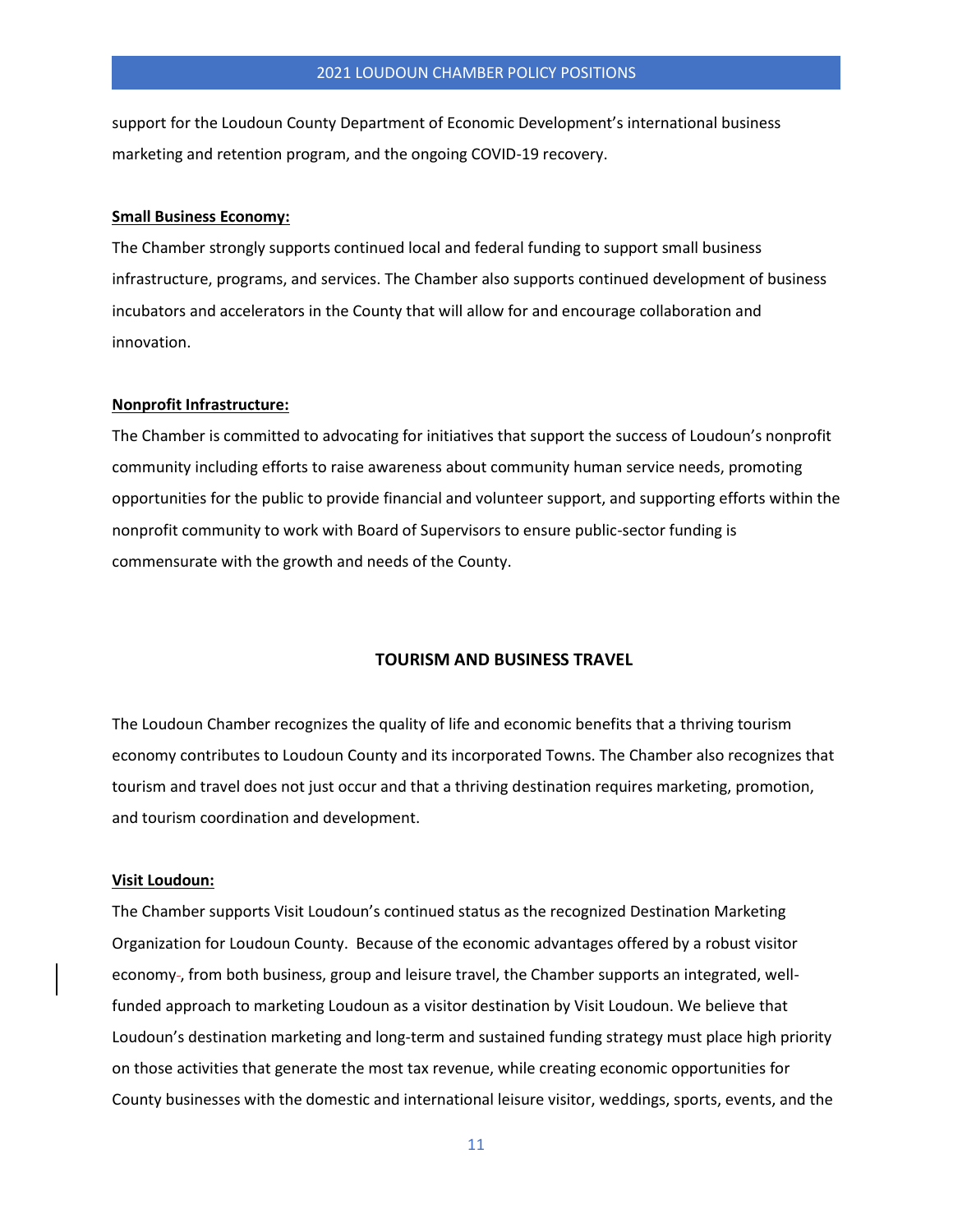support for the Loudoun County Department of Economic Development's international business marketing and retention program, and the ongoing COVID-19 recovery.

**Small Business Economy:**

The Chamber strongly supports continued local and federal funding to support small business infrastructure, programs, and services. The Chamber also supports continued development of business incubators and accelerators in the County that will allow for and encourage collaboration and innovation.

**Nonprofit Infrastructure:**

The Chamber is committed to advocating for initiatives that support the success of Loudoun's nonprofit community including efforts to raise awareness about community human service needs, promoting opportunities for the public to provide financial and volunteer support, and supporting efforts within the nonprofit community to work with Board of Supervisors to ensure public-sector funding is commensurate with the growth and needs of the County.

## TOURISM AND BUSINESS TRAVEL

The Loudoun Chamber recognizes the quality of life and economic benefits that a thriving tourism economy contributes to Loudoun County and its incorporated Towns. The Chamber also recognizes that tourism and travel does not just occur and that a thriving destination requires marketing, promotion, and tourism coordination and development.

**Visit Loudoun:**

The Chamber supports Visit Loudoun's continued status as the recognized Destination Marketing Organization for Loudoun County. Because of the economic advantages offered by a robust visitor economy, from both business, group and leisure travel, the Chamber supports an integrated, well-funded approach to marketing Loudoun as a visitor destination by Visit Loudoun. We believe that Loudoun's destination marketing and long-term and sustained funding strategy must place high priority on those activities that generate the most tax revenue, while creating economic opportunities for County businesses with the domestic and international leisure visitor, weddings, sports, events, and the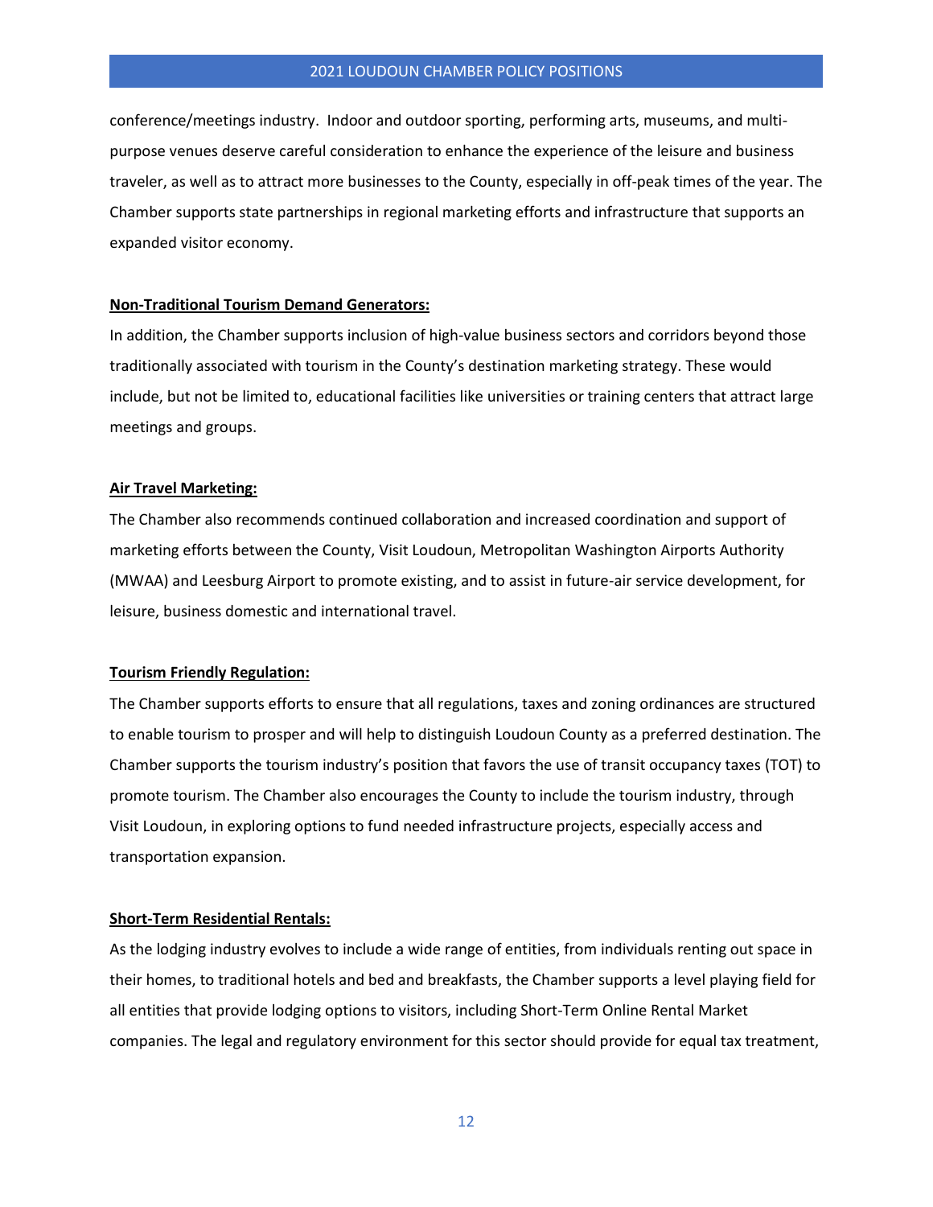conference/meetings industry. Indoor and outdoor sporting, performing arts, museums, and multi-purpose venues deserve careful consideration to enhance the experience of the leisure and business traveler, as well as to attract more businesses to the County, especially in off-peak times of the year. The Chamber supports state partnerships in regional marketing efforts and infrastructure that supports an expanded visitor economy.

**Non-Traditional Tourism Demand Generators:**

In addition, the Chamber supports inclusion of high-value business sectors and corridors beyond those traditionally associated with tourism in the County's destination marketing strategy. These would include, but not be limited to, educational facilities like universities or training centers that attract large meetings and groups.

**Air Travel Marketing:**

The Chamber also recommends continued collaboration and increased coordination and support of marketing efforts between the County, Visit Loudoun, Metropolitan Washington Airports Authority (MWAA) and Leesburg Airport to promote existing, and to assist in future-air service development, for leisure, business domestic and international travel.

**Tourism Friendly Regulation:**

The Chamber supports efforts to ensure that all regulations, taxes and zoning ordinances are structured to enable tourism to prosper and will help to distinguish Loudoun County as a preferred destination. The Chamber supports the tourism industry's position that favors the use of transit occupancy taxes (TOT) to promote tourism. The Chamber also encourages the County to include the tourism industry, through Visit Loudoun, in exploring options to fund needed infrastructure projects, especially access and transportation expansion.

**Short-Term Residential Rentals:**

As the lodging industry evolves to include a wide range of entities, from individuals renting out space in their homes, to traditional hotels and bed and breakfasts, the Chamber supports a level playing field for all entities that provide lodging options to visitors, including Short-Term Online Rental Market companies. The legal and regulatory environment for this sector should provide for equal tax treatment,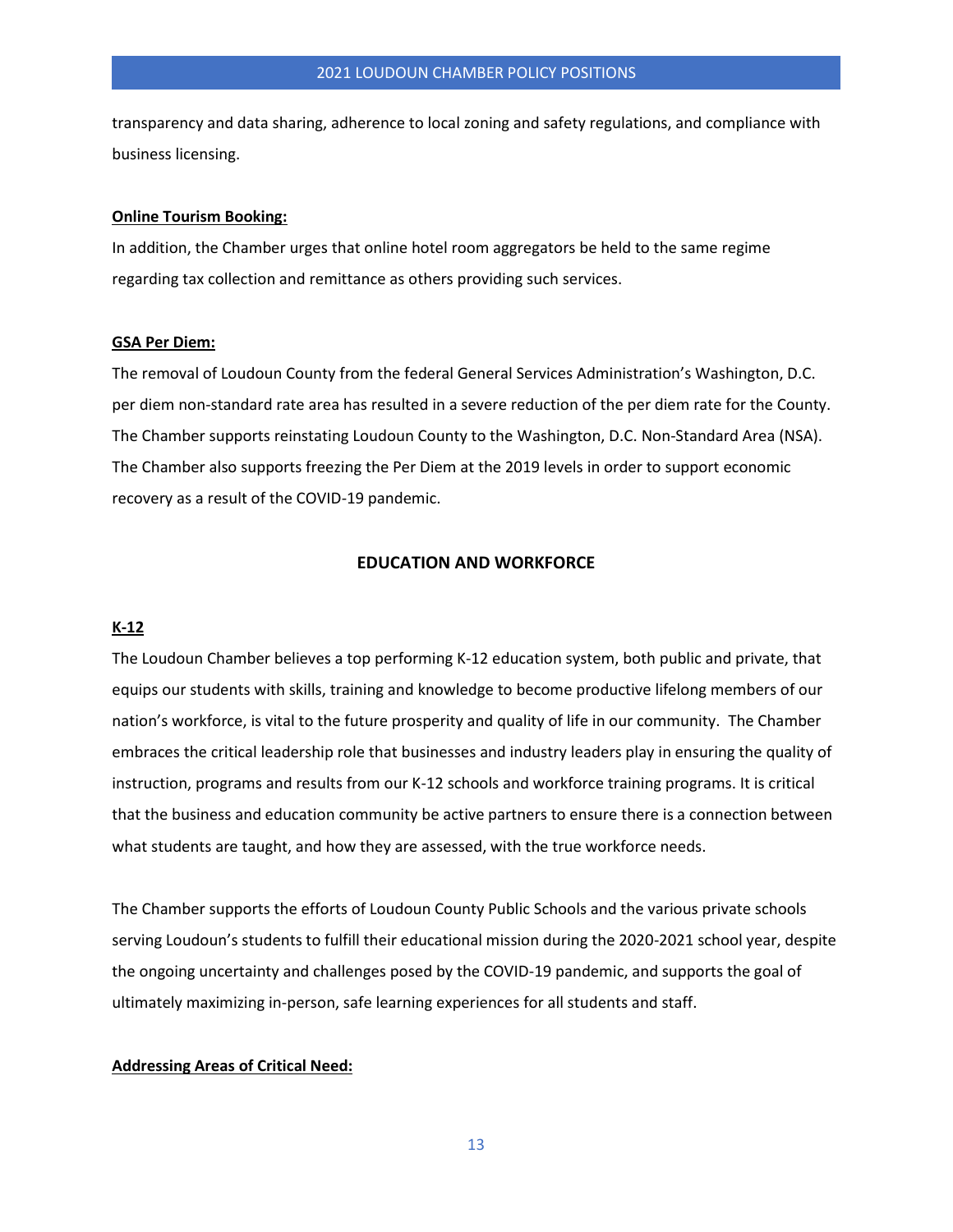transparency and data sharing, adherence to local zoning and safety regulations, and compliance with business licensing.

**Online Tourism Booking:**

In addition, the Chamber urges that online hotel room aggregators be held to the same regime regarding tax collection and remittance as others providing such services.

**GSA Per Diem:**

The removal of Loudoun County from the federal General Services Administration's Washington, D.C. per diem non-standard rate area has resulted in a severe reduction of the per diem rate for the County. The Chamber supports reinstating Loudoun County to the Washington, D.C. Non-Standard Area (NSA). The Chamber also supports freezing the Per Diem at the 2019 levels in order to support economic recovery as a result of the COVID-19 pandemic.

## EDUCATION AND WORKFORCE

**K-12**

The Loudoun Chamber believes a top performing K-12 education system, both public and private, that equips our students with skills, training and knowledge to become productive lifelong members of our nation's workforce, is vital to the future prosperity and quality of life in our community. The Chamber embraces the critical leadership role that businesses and industry leaders play in ensuring the quality of instruction, programs and results from our K-12 schools and workforce training programs. It is critical that the business and education community be active partners to ensure there is a connection between what students are taught, and how they are assessed, with the true workforce needs.

The Chamber supports the efforts of Loudoun County Public Schools and the various private schools serving Loudoun's students to fulfill their educational mission during the 2020-2021 school year, despite the ongoing uncertainty and challenges posed by the COVID-19 pandemic, and supports the goal of ultimately maximizing in-person, safe learning experiences for all students and staff.

**Addressing Areas of Critical Need:**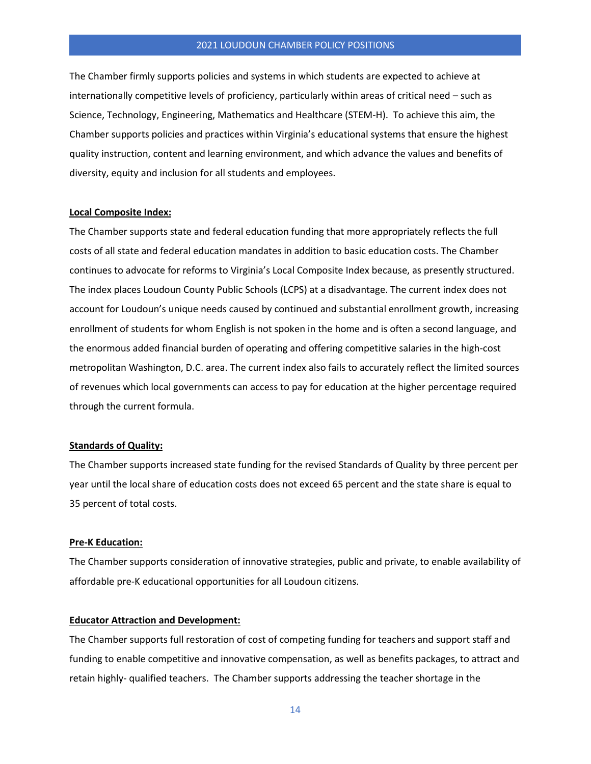The Chamber firmly supports policies and systems in which students are expected to achieve at internationally competitive levels of proficiency, particularly within areas of critical need – such as Science, Technology, Engineering, Mathematics and Healthcare (STEM-H). To achieve this aim, the Chamber supports policies and practices within Virginia's educational systems that ensure the highest quality instruction, content and learning environment, and which advance the values and benefits of diversity, equity and inclusion for all students and employees.

**Local Composite Index:**

The Chamber supports state and federal education funding that more appropriately reflects the full costs of all state and federal education mandates in addition to basic education costs. The Chamber continues to advocate for reforms to Virginia's Local Composite Index because, as presently structured. The index places Loudoun County Public Schools (LCPS) at a disadvantage. The current index does not account for Loudoun's unique needs caused by continued and substantial enrollment growth, increasing enrollment of students for whom English is not spoken in the home and is often a second language, and the enormous added financial burden of operating and offering competitive salaries in the high-cost metropolitan Washington, D.C. area. The current index also fails to accurately reflect the limited sources of revenues which local governments can access to pay for education at the higher percentage required through the current formula.

**Standards of Quality:**

The Chamber supports increased state funding for the revised Standards of Quality by three percent per year until the local share of education costs does not exceed 65 percent and the state share is equal to 35 percent of total costs.

**Pre-K Education:**

The Chamber supports consideration of innovative strategies, public and private, to enable availability of affordable pre-K educational opportunities for all Loudoun citizens.

**Educator Attraction and Development:**

The Chamber supports full restoration of cost of competing funding for teachers and support staff and funding to enable competitive and innovative compensation, as well as benefits packages, to attract and retain highly- qualified teachers. The Chamber supports addressing the teacher shortage in the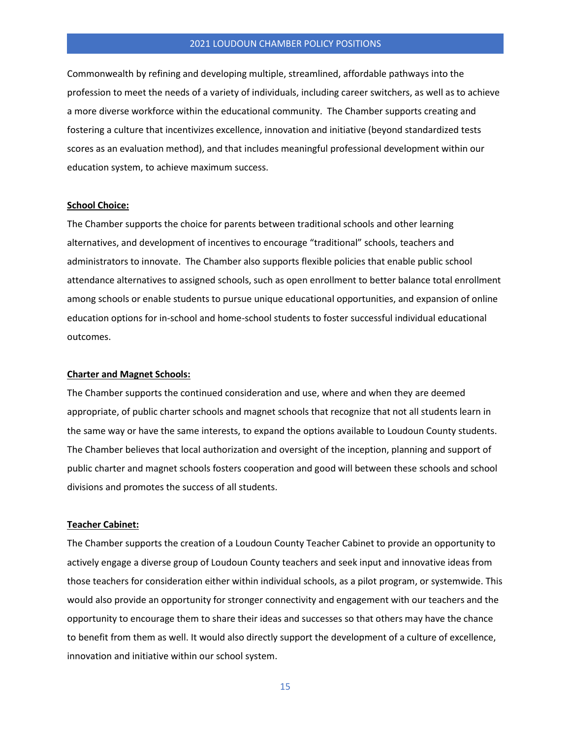Commonwealth by refining and developing multiple, streamlined, affordable pathways into the profession to meet the needs of a variety of individuals, including career switchers, as well as to achieve a more diverse workforce within the educational community. The Chamber supports creating and fostering a culture that incentivizes excellence, innovation and initiative (beyond standardized tests scores as an evaluation method), and that includes meaningful professional development within our education system, to achieve maximum success.

**School Choice:**

The Chamber supports the choice for parents between traditional schools and other learning alternatives, and development of incentives to encourage "traditional" schools, teachers and administrators to innovate. The Chamber also supports flexible policies that enable public school attendance alternatives to assigned schools, such as open enrollment to better balance total enrollment among schools or enable students to pursue unique educational opportunities, and expansion of online education options for in-school and home-school students to foster successful individual educational outcomes.

**Charter and Magnet Schools:**

The Chamber supports the continued consideration and use, where and when they are deemed appropriate, of public charter schools and magnet schools that recognize that not all students learn in the same way or have the same interests, to expand the options available to Loudoun County students. The Chamber believes that local authorization and oversight of the inception, planning and support of public charter and magnet schools fosters cooperation and good will between these schools and school divisions and promotes the success of all students.

**Teacher Cabinet:**

The Chamber supports the creation of a Loudoun County Teacher Cabinet to provide an opportunity to actively engage a diverse group of Loudoun County teachers and seek input and innovative ideas from those teachers for consideration either within individual schools, as a pilot program, or systemwide. This would also provide an opportunity for stronger connectivity and engagement with our teachers and the opportunity to encourage them to share their ideas and successes so that others may have the chance to benefit from them as well. It would also directly support the development of a culture of excellence, innovation and initiative within our school system.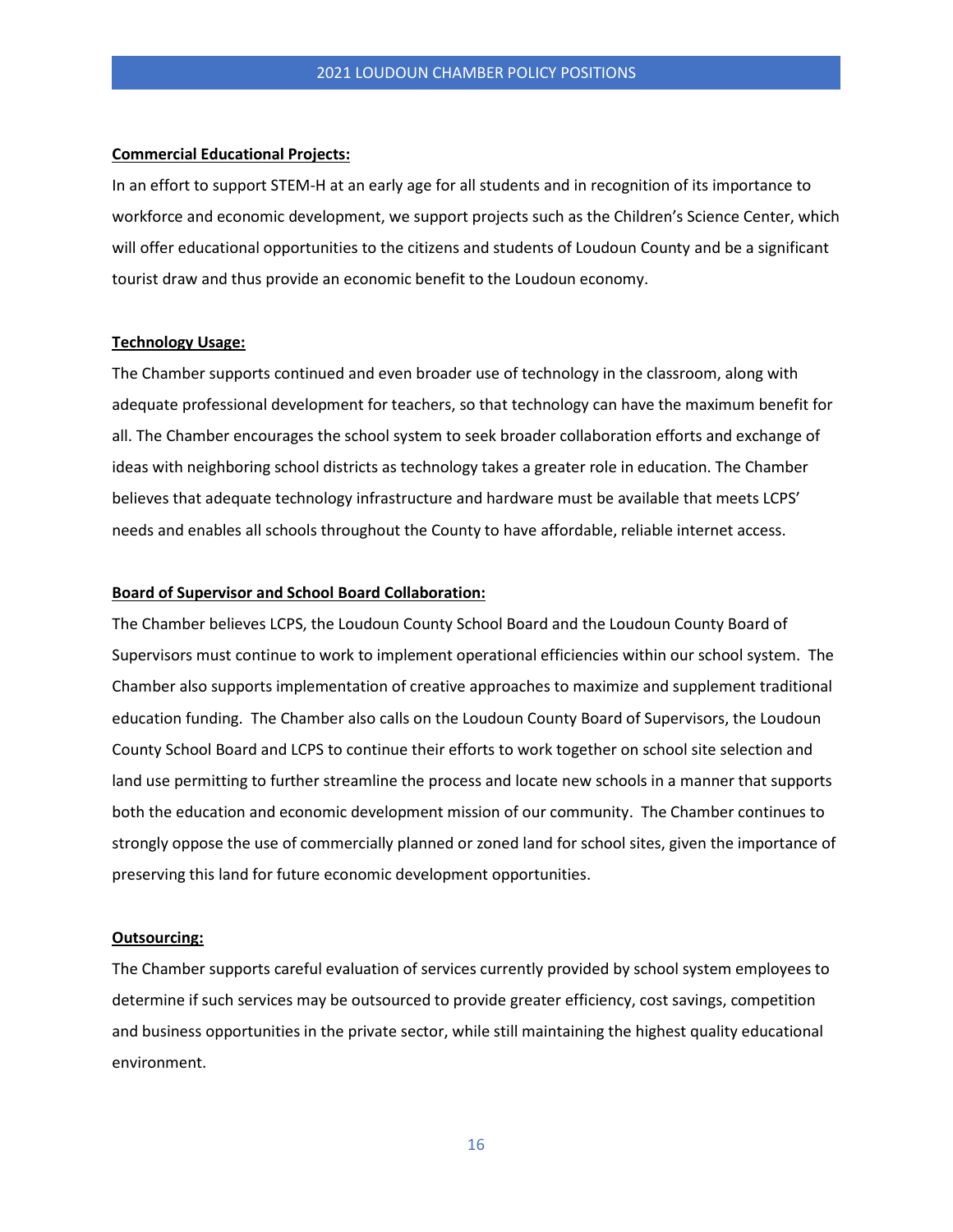**Commercial Educational Projects:**

In an effort to support STEM-H at an early age for all students and in recognition of its importance to workforce and economic development, we support projects such as the Children's Science Center, which will offer educational opportunities to the citizens and students of Loudoun County and be a significant tourist draw and thus provide an economic benefit to the Loudoun economy.

**Technology Usage:**

The Chamber supports continued and even broader use of technology in the classroom, along with adequate professional development for teachers, so that technology can have the maximum benefit for all. The Chamber encourages the school system to seek broader collaboration efforts and exchange of ideas with neighboring school districts as technology takes a greater role in education. The Chamber believes that adequate technology infrastructure and hardware must be available that meets LCPS' needs and enables all schools throughout the County to have affordable, reliable internet access.

**Board of Supervisor and School Board Collaboration:**

The Chamber believes LCPS, the Loudoun County School Board and the Loudoun County Board of Supervisors must continue to work to implement operational efficiencies within our school system. The Chamber also supports implementation of creative approaches to maximize and supplement traditional education funding. The Chamber also calls on the Loudoun County Board of Supervisors, the Loudoun County School Board and LCPS to continue their efforts to work together on school site selection and land use permitting to further streamline the process and locate new schools in a manner that supports both the education and economic development mission of our community. The Chamber continues to strongly oppose the use of commercially planned or zoned land for school sites, given the importance of preserving this land for future economic development opportunities.

**Outsourcing:**

The Chamber supports careful evaluation of services currently provided by school system employees to determine if such services may be outsourced to provide greater efficiency, cost savings, competition and business opportunities in the private sector, while still maintaining the highest quality educational environment.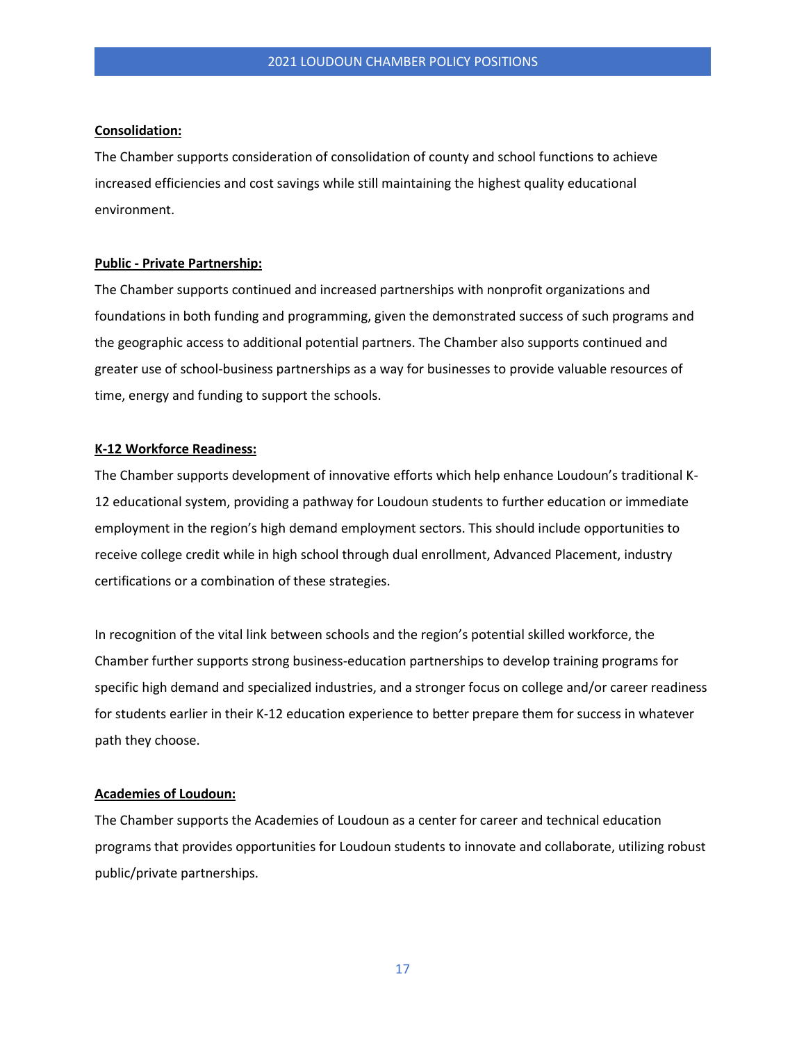**Consolidation:**

The Chamber supports consideration of consolidation of county and school functions to achieve increased efficiencies and cost savings while still maintaining the highest quality educational environment.

**Public - Private Partnership:**

The Chamber supports continued and increased partnerships with nonprofit organizations and foundations in both funding and programming, given the demonstrated success of such programs and the geographic access to additional potential partners. The Chamber also supports continued and greater use of school-business partnerships as a way for businesses to provide valuable resources of time, energy and funding to support the schools.

**K-12 Workforce Readiness:**

The Chamber supports development of innovative efforts which help enhance Loudoun's traditional K-12 educational system, providing a pathway for Loudoun students to further education or immediate employment in the region's high demand employment sectors. This should include opportunities to receive college credit while in high school through dual enrollment, Advanced Placement, industry certifications or a combination of these strategies.

In recognition of the vital link between schools and the region's potential skilled workforce, the Chamber further supports strong business-education partnerships to develop training programs for specific high demand and specialized industries, and a stronger focus on college and/or career readiness for students earlier in their K-12 education experience to better prepare them for success in whatever path they choose.

**Academies of Loudoun:**

The Chamber supports the Academies of Loudoun as a center for career and technical education programs that provides opportunities for Loudoun students to innovate and collaborate, utilizing robust public/private partnerships.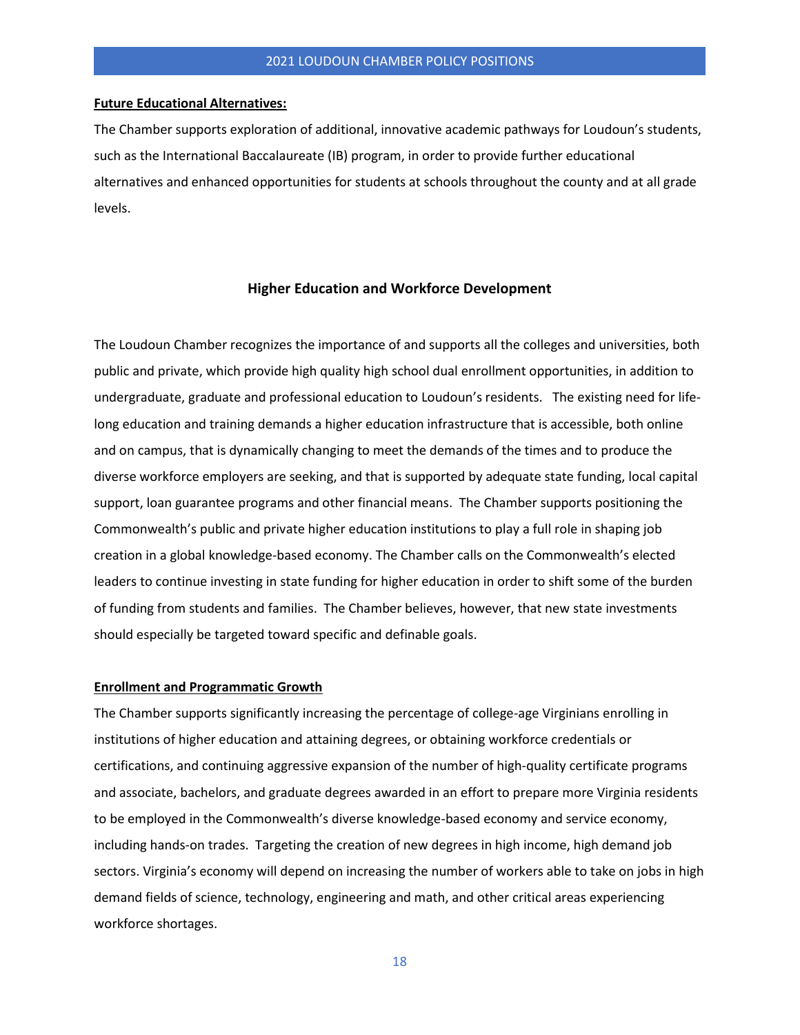**Future Educational Alternatives:**

The Chamber supports exploration of additional, innovative academic pathways for Loudoun's students, such as the International Baccalaureate (IB) program, in order to provide further educational alternatives and enhanced opportunities for students at schools throughout the county and at all grade levels.

## Higher Education and Workforce Development

The Loudoun Chamber recognizes the importance of and supports all the colleges and universities, both public and private, which provide high quality high school dual enrollment opportunities, in addition to undergraduate, graduate and professional education to Loudoun's residents. The existing need for life-long education and training demands a higher education infrastructure that is accessible, both online and on campus, that is dynamically changing to meet the demands of the times and to produce the diverse workforce employers are seeking, and that is supported by adequate state funding, local capital support, loan guarantee programs and other financial means. The Chamber supports positioning the Commonwealth's public and private higher education institutions to play a full role in shaping job creation in a global knowledge-based economy. The Chamber calls on the Commonwealth's elected leaders to continue investing in state funding for higher education in order to shift some of the burden of funding from students and families. The Chamber believes, however, that new state investments should especially be targeted toward specific and definable goals.

**Enrollment and Programmatic Growth**

The Chamber supports significantly increasing the percentage of college-age Virginians enrolling in institutions of higher education and attaining degrees, or obtaining workforce credentials or certifications, and continuing aggressive expansion of the number of high-quality certificate programs and associate, bachelors, and graduate degrees awarded in an effort to prepare more Virginia residents to be employed in the Commonwealth's diverse knowledge-based economy and service economy, including hands-on trades. Targeting the creation of new degrees in high income, high demand job sectors. Virginia's economy will depend on increasing the number of workers able to take on jobs in high demand fields of science, technology, engineering and math, and other critical areas experiencing workforce shortages.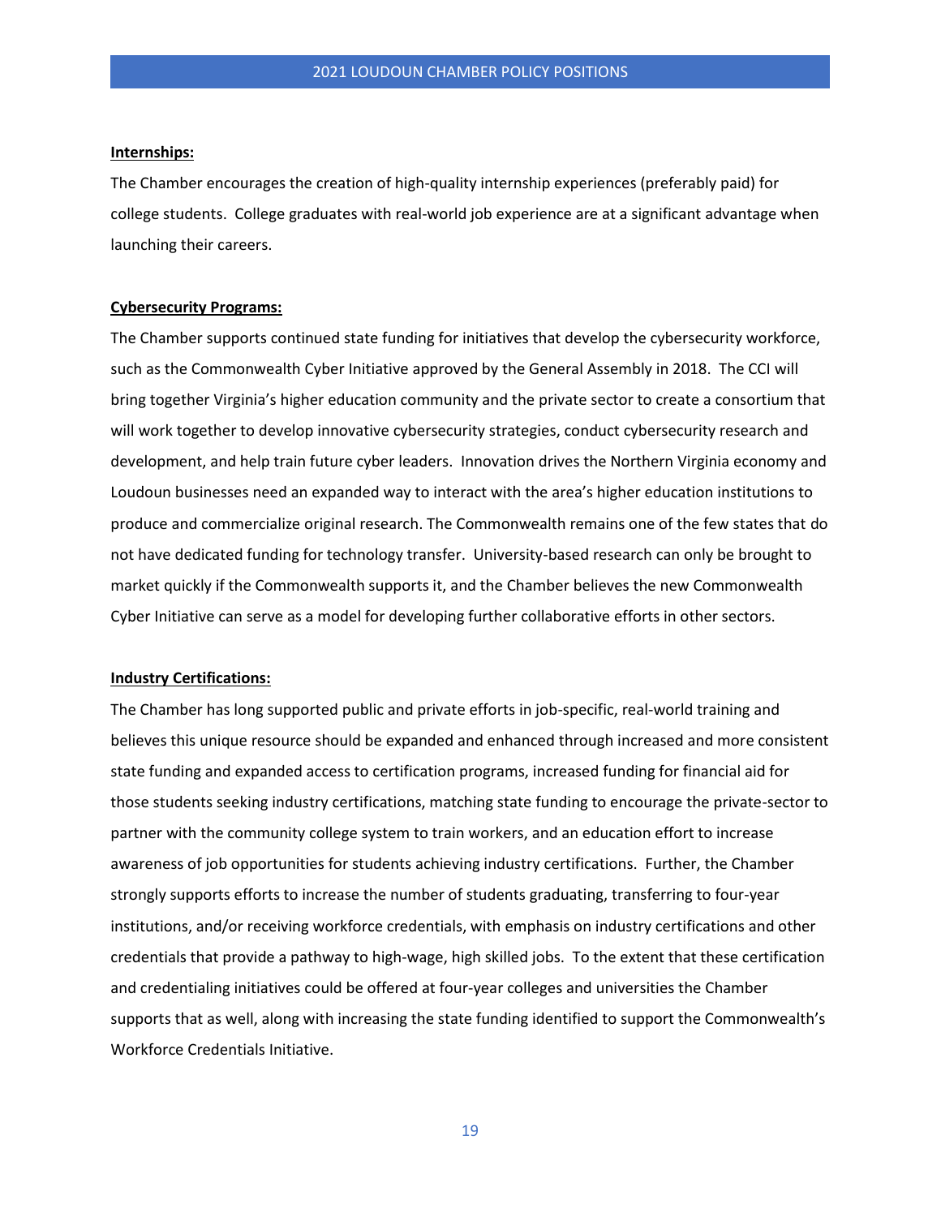**Internships:**

The Chamber encourages the creation of high-quality internship experiences (preferably paid) for college students. College graduates with real-world job experience are at a significant advantage when launching their careers.

**Cybersecurity Programs:**

The Chamber supports continued state funding for initiatives that develop the cybersecurity workforce, such as the Commonwealth Cyber Initiative approved by the General Assembly in 2018. The CCI will bring together Virginia's higher education community and the private sector to create a consortium that will work together to develop innovative cybersecurity strategies, conduct cybersecurity research and development, and help train future cyber leaders. Innovation drives the Northern Virginia economy and Loudoun businesses need an expanded way to interact with the area's higher education institutions to produce and commercialize original research. The Commonwealth remains one of the few states that do not have dedicated funding for technology transfer. University-based research can only be brought to market quickly if the Commonwealth supports it, and the Chamber believes the new Commonwealth Cyber Initiative can serve as a model for developing further collaborative efforts in other sectors.

**Industry Certifications:**

The Chamber has long supported public and private efforts in job-specific, real-world training and believes this unique resource should be expanded and enhanced through increased and more consistent state funding and expanded access to certification programs, increased funding for financial aid for those students seeking industry certifications, matching state funding to encourage the private-sector to partner with the community college system to train workers, and an education effort to increase awareness of job opportunities for students achieving industry certifications. Further, the Chamber strongly supports efforts to increase the number of students graduating, transferring to four-year institutions, and/or receiving workforce credentials, with emphasis on industry certifications and other credentials that provide a pathway to high-wage, high skilled jobs. To the extent that these certification and credentialing initiatives could be offered at four-year colleges and universities the Chamber supports that as well, along with increasing the state funding identified to support the Commonwealth's Workforce Credentials Initiative.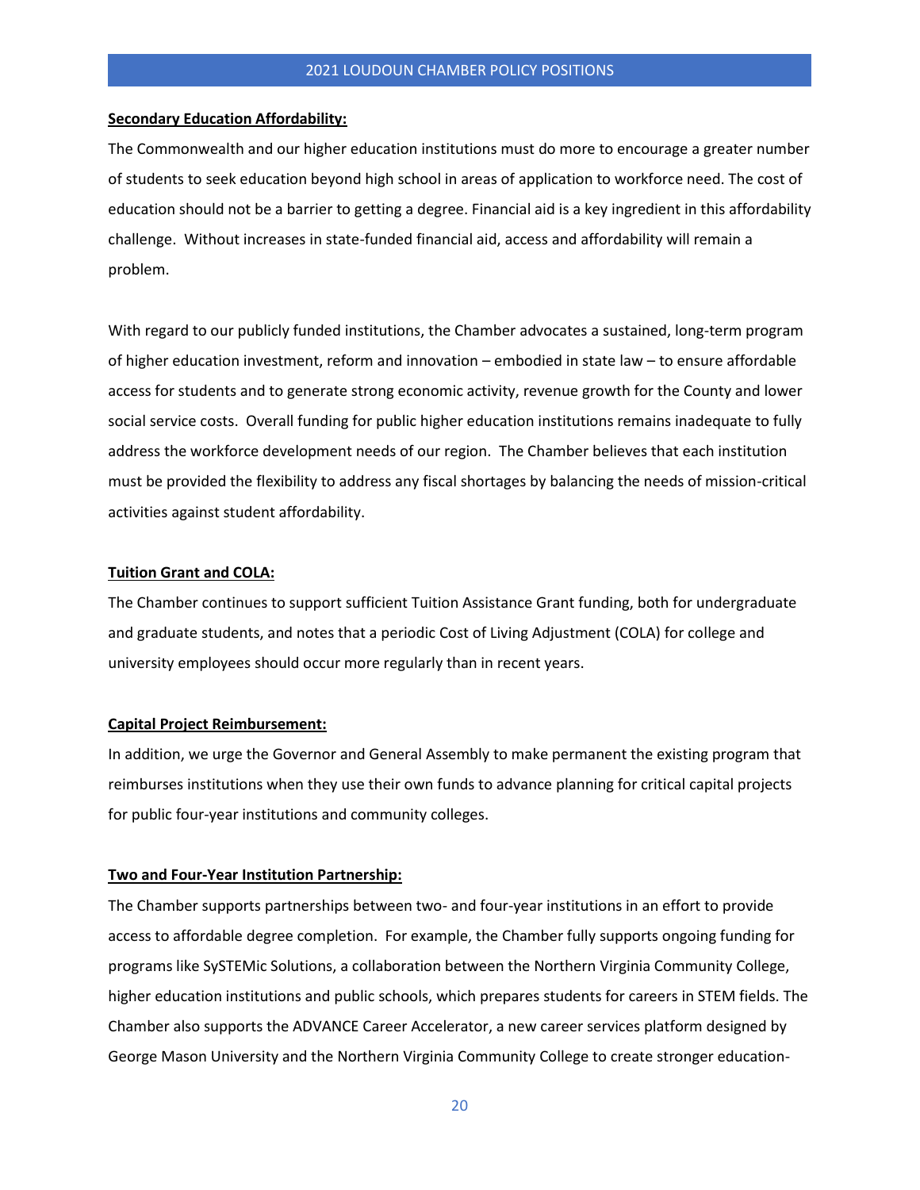**Secondary Education Affordability:**

The Commonwealth and our higher education institutions must do more to encourage a greater number of students to seek education beyond high school in areas of application to workforce need. The cost of education should not be a barrier to getting a degree. Financial aid is a key ingredient in this affordability challenge. Without increases in state-funded financial aid, access and affordability will remain a problem.

With regard to our publicly funded institutions, the Chamber advocates a sustained, long-term program of higher education investment, reform and innovation – embodied in state law – to ensure affordable access for students and to generate strong economic activity, revenue growth for the County and lower social service costs. Overall funding for public higher education institutions remains inadequate to fully address the workforce development needs of our region. The Chamber believes that each institution must be provided the flexibility to address any fiscal shortages by balancing the needs of mission-critical activities against student affordability.

**Tuition Grant and COLA:**

The Chamber continues to support sufficient Tuition Assistance Grant funding, both for undergraduate and graduate students, and notes that a periodic Cost of Living Adjustment (COLA) for college and university employees should occur more regularly than in recent years.

**Capital Project Reimbursement:**

In addition, we urge the Governor and General Assembly to make permanent the existing program that reimburses institutions when they use their own funds to advance planning for critical capital projects for public four-year institutions and community colleges.

**Two and Four-Year Institution Partnership:**

The Chamber supports partnerships between two- and four-year institutions in an effort to provide access to affordable degree completion. For example, the Chamber fully supports ongoing funding for programs like SySTEMic Solutions, a collaboration between the Northern Virginia Community College, higher education institutions and public schools, which prepares students for careers in STEM fields. The Chamber also supports the ADVANCE Career Accelerator, a new career services platform designed by George Mason University and the Northern Virginia Community College to create stronger education-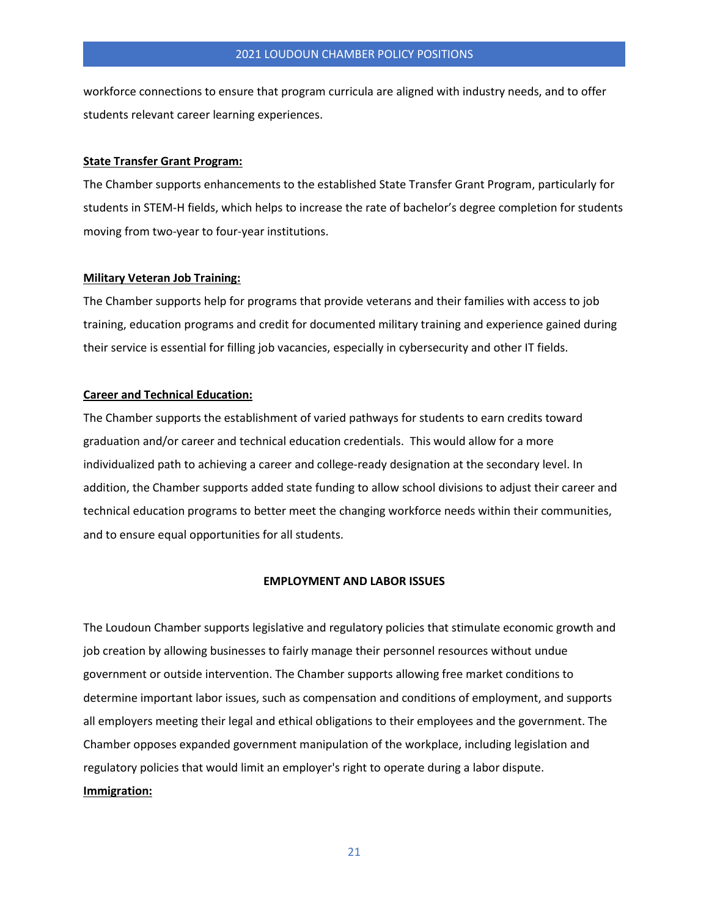workforce connections to ensure that program curricula are aligned with industry needs, and to offer students relevant career learning experiences.

**State Transfer Grant Program:**

The Chamber supports enhancements to the established State Transfer Grant Program, particularly for students in STEM-H fields, which helps to increase the rate of bachelor's degree completion for students moving from two-year to four-year institutions.

**Military Veteran Job Training:**

The Chamber supports help for programs that provide veterans and their families with access to job training, education programs and credit for documented military training and experience gained during their service is essential for filling job vacancies, especially in cybersecurity and other IT fields.

**Career and Technical Education:**

The Chamber supports the establishment of varied pathways for students to earn credits toward graduation and/or career and technical education credentials. This would allow for a more individualized path to achieving a career and college-ready designation at the secondary level. In addition, the Chamber supports added state funding to allow school divisions to adjust their career and technical education programs to better meet the changing workforce needs within their communities, and to ensure equal opportunities for all students.

## EMPLOYMENT AND LABOR ISSUES

The Loudoun Chamber supports legislative and regulatory policies that stimulate economic growth and job creation by allowing businesses to fairly manage their personnel resources without undue government or outside intervention. The Chamber supports allowing free market conditions to determine important labor issues, such as compensation and conditions of employment, and supports all employers meeting their legal and ethical obligations to their employees and the government. The Chamber opposes expanded government manipulation of the workplace, including legislation and regulatory policies that would limit an employer's right to operate during a labor dispute.

**Immigration:**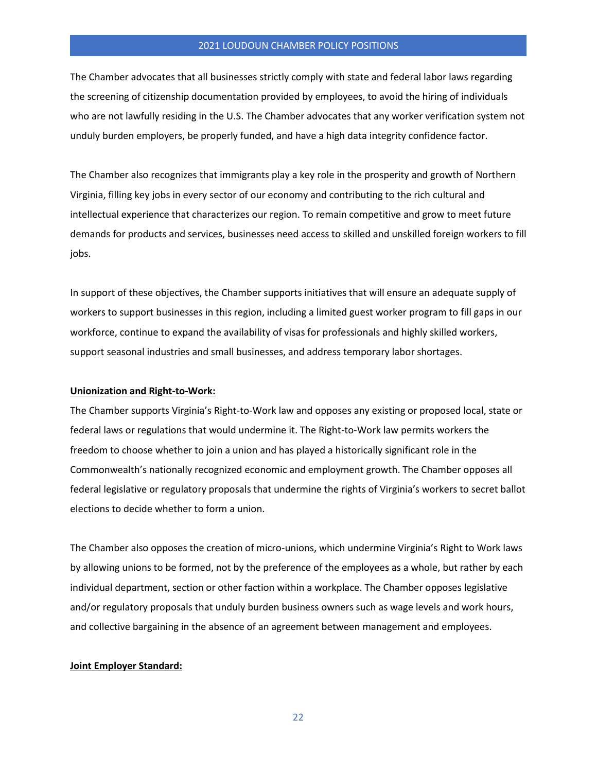The Chamber advocates that all businesses strictly comply with state and federal labor laws regarding the screening of citizenship documentation provided by employees, to avoid the hiring of individuals who are not lawfully residing in the U.S. The Chamber advocates that any worker verification system not unduly burden employers, be properly funded, and have a high data integrity confidence factor.

The Chamber also recognizes that immigrants play a key role in the prosperity and growth of Northern Virginia, filling key jobs in every sector of our economy and contributing to the rich cultural and intellectual experience that characterizes our region. To remain competitive and grow to meet future demands for products and services, businesses need access to skilled and unskilled foreign workers to fill jobs.

In support of these objectives, the Chamber supports initiatives that will ensure an adequate supply of workers to support businesses in this region, including a limited guest worker program to fill gaps in our workforce, continue to expand the availability of visas for professionals and highly skilled workers, support seasonal industries and small businesses, and address temporary labor shortages.

**Unionization and Right-to-Work:**

The Chamber supports Virginia's Right-to-Work law and opposes any existing or proposed local, state or federal laws or regulations that would undermine it. The Right-to-Work law permits workers the freedom to choose whether to join a union and has played a historically significant role in the Commonwealth's nationally recognized economic and employment growth. The Chamber opposes all federal legislative or regulatory proposals that undermine the rights of Virginia's workers to secret ballot elections to decide whether to form a union.

The Chamber also opposes the creation of micro-unions, which undermine Virginia's Right to Work laws by allowing unions to be formed, not by the preference of the employees as a whole, but rather by each individual department, section or other faction within a workplace. The Chamber opposes legislative and/or regulatory proposals that unduly burden business owners such as wage levels and work hours, and collective bargaining in the absence of an agreement between management and employees.

**Joint Employer Standard:**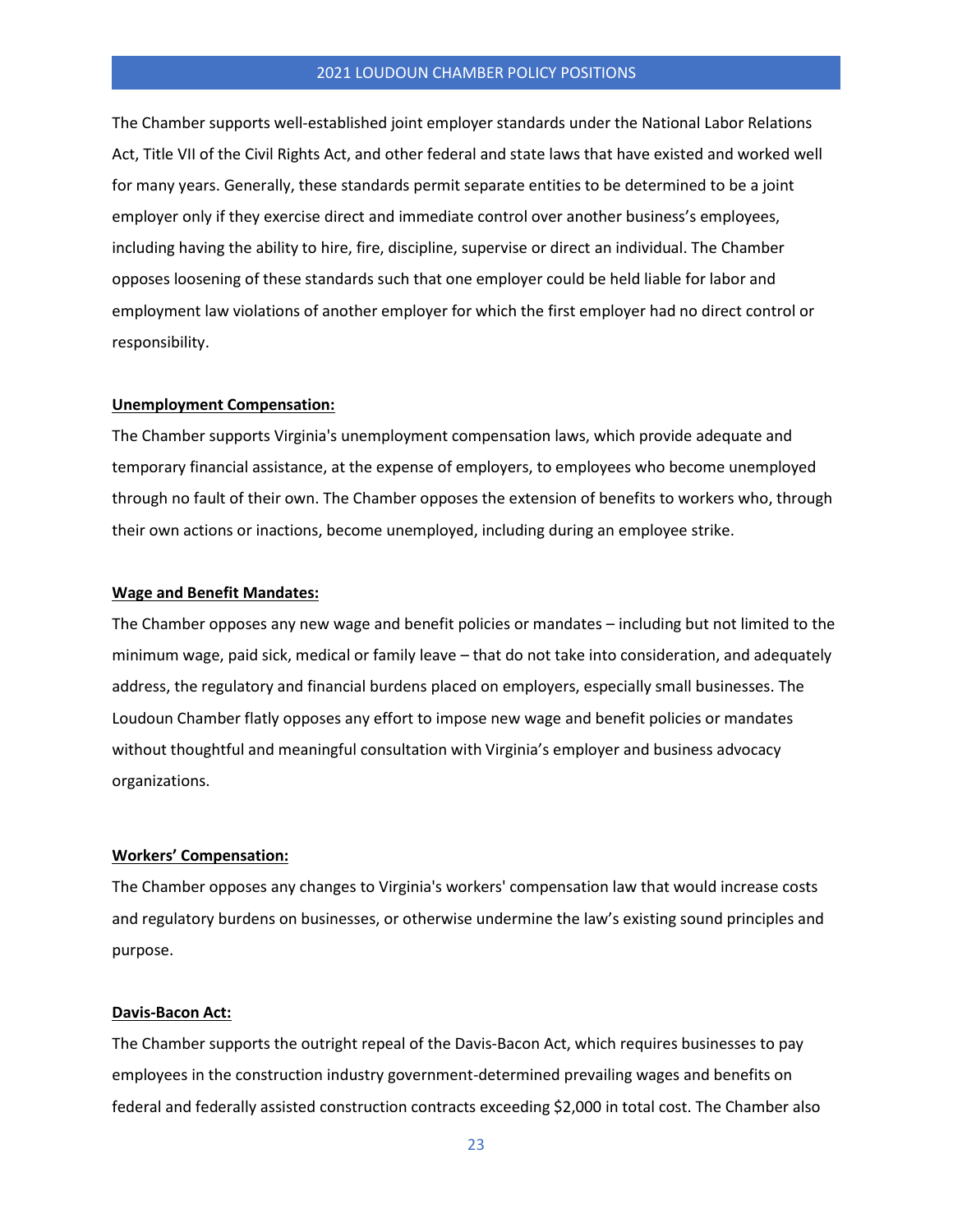The Chamber supports well-established joint employer standards under the National Labor Relations Act, Title VII of the Civil Rights Act, and other federal and state laws that have existed and worked well for many years. Generally, these standards permit separate entities to be determined to be a joint employer only if they exercise direct and immediate control over another business's employees, including having the ability to hire, fire, discipline, supervise or direct an individual. The Chamber opposes loosening of these standards such that one employer could be held liable for labor and employment law violations of another employer for which the first employer had no direct control or responsibility.

**Unemployment Compensation:**

The Chamber supports Virginia's unemployment compensation laws, which provide adequate and temporary financial assistance, at the expense of employers, to employees who become unemployed through no fault of their own. The Chamber opposes the extension of benefits to workers who, through their own actions or inactions, become unemployed, including during an employee strike.

**Wage and Benefit Mandates:**

The Chamber opposes any new wage and benefit policies or mandates – including but not limited to the minimum wage, paid sick, medical or family leave – that do not take into consideration, and adequately address, the regulatory and financial burdens placed on employers, especially small businesses. The Loudoun Chamber flatly opposes any effort to impose new wage and benefit policies or mandates without thoughtful and meaningful consultation with Virginia's employer and business advocacy organizations.

**Workers' Compensation:**

The Chamber opposes any changes to Virginia's workers' compensation law that would increase costs and regulatory burdens on businesses, or otherwise undermine the law's existing sound principles and purpose.

**Davis-Bacon Act:**

The Chamber supports the outright repeal of the Davis-Bacon Act, which requires businesses to pay employees in the construction industry government-determined prevailing wages and benefits on federal and federally assisted construction contracts exceeding $2,000 in total cost. The Chamber also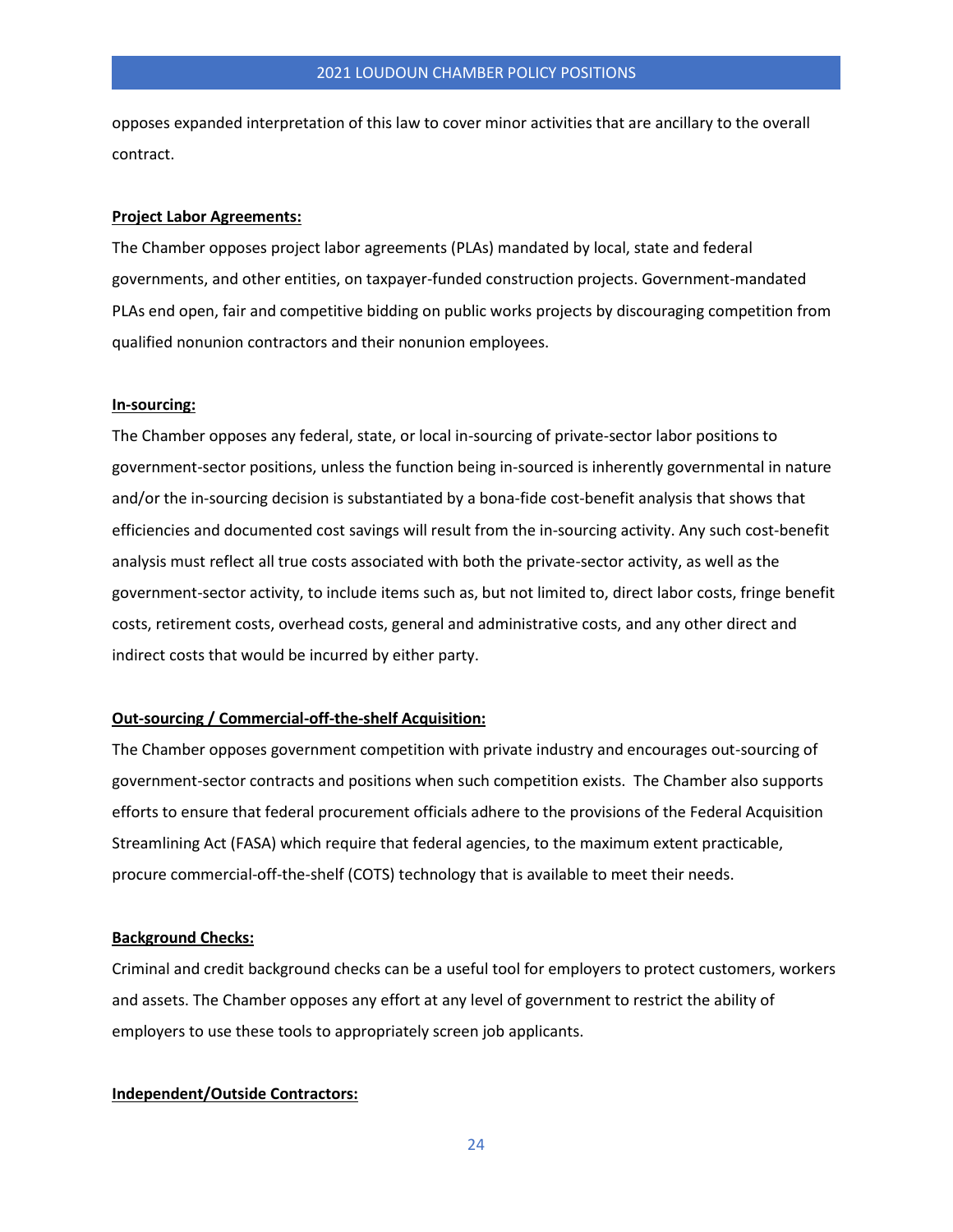opposes expanded interpretation of this law to cover minor activities that are ancillary to the overall contract.

**Project Labor Agreements:**

The Chamber opposes project labor agreements (PLAs) mandated by local, state and federal governments, and other entities, on taxpayer-funded construction projects. Government-mandated PLAs end open, fair and competitive bidding on public works projects by discouraging competition from qualified nonunion contractors and their nonunion employees.

**In-sourcing:**

The Chamber opposes any federal, state, or local in-sourcing of private-sector labor positions to government-sector positions, unless the function being in-sourced is inherently governmental in nature and/or the in-sourcing decision is substantiated by a bona-fide cost-benefit analysis that shows that efficiencies and documented cost savings will result from the in-sourcing activity. Any such cost-benefit analysis must reflect all true costs associated with both the private-sector activity, as well as the government-sector activity, to include items such as, but not limited to, direct labor costs, fringe benefit costs, retirement costs, overhead costs, general and administrative costs, and any other direct and indirect costs that would be incurred by either party.

**Out-sourcing / Commercial-off-the-shelf Acquisition:**

The Chamber opposes government competition with private industry and encourages out-sourcing of government-sector contracts and positions when such competition exists. The Chamber also supports efforts to ensure that federal procurement officials adhere to the provisions of the Federal Acquisition Streamlining Act (FASA) which require that federal agencies, to the maximum extent practicable, procure commercial-off-the-shelf (COTS) technology that is available to meet their needs.

**Background Checks:**

Criminal and credit background checks can be a useful tool for employers to protect customers, workers and assets. The Chamber opposes any effort at any level of government to restrict the ability of employers to use these tools to appropriately screen job applicants.

**Independent/Outside Contractors:**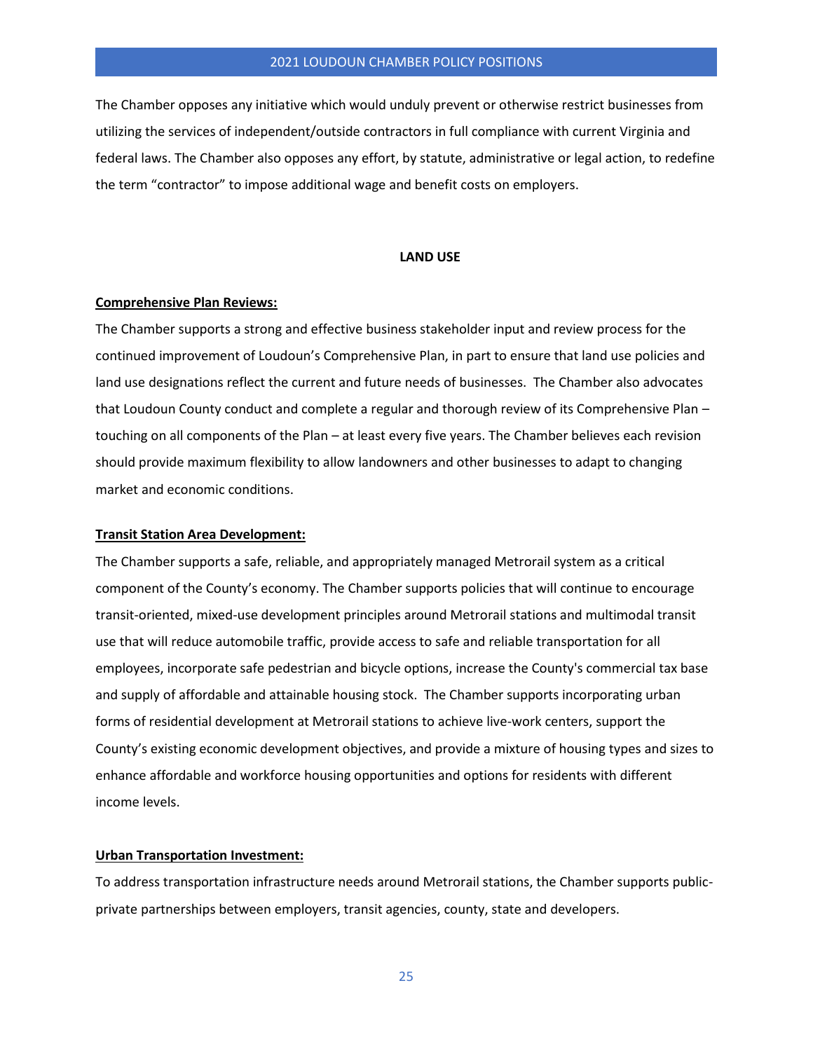The Chamber opposes any initiative which would unduly prevent or otherwise restrict businesses from utilizing the services of independent/outside contractors in full compliance with current Virginia and federal laws. The Chamber also opposes any effort, by statute, administrative or legal action, to redefine the term "contractor" to impose additional wage and benefit costs on employers.

## LAND USE

**Comprehensive Plan Reviews:**

The Chamber supports a strong and effective business stakeholder input and review process for the continued improvement of Loudoun's Comprehensive Plan, in part to ensure that land use policies and land use designations reflect the current and future needs of businesses. The Chamber also advocates that Loudoun County conduct and complete a regular and thorough review of its Comprehensive Plan – touching on all components of the Plan – at least every five years. The Chamber believes each revision should provide maximum flexibility to allow landowners and other businesses to adapt to changing market and economic conditions.

**Transit Station Area Development:**

The Chamber supports a safe, reliable, and appropriately managed Metrorail system as a critical component of the County's economy. The Chamber supports policies that will continue to encourage transit-oriented, mixed-use development principles around Metrorail stations and multimodal transit use that will reduce automobile traffic, provide access to safe and reliable transportation for all employees, incorporate safe pedestrian and bicycle options, increase the County's commercial tax base and supply of affordable and attainable housing stock. The Chamber supports incorporating urban forms of residential development at Metrorail stations to achieve live-work centers, support the County's existing economic development objectives, and provide a mixture of housing types and sizes to enhance affordable and workforce housing opportunities and options for residents with different income levels.

**Urban Transportation Investment:**

To address transportation infrastructure needs around Metrorail stations, the Chamber supports public-private partnerships between employers, transit agencies, county, state and developers.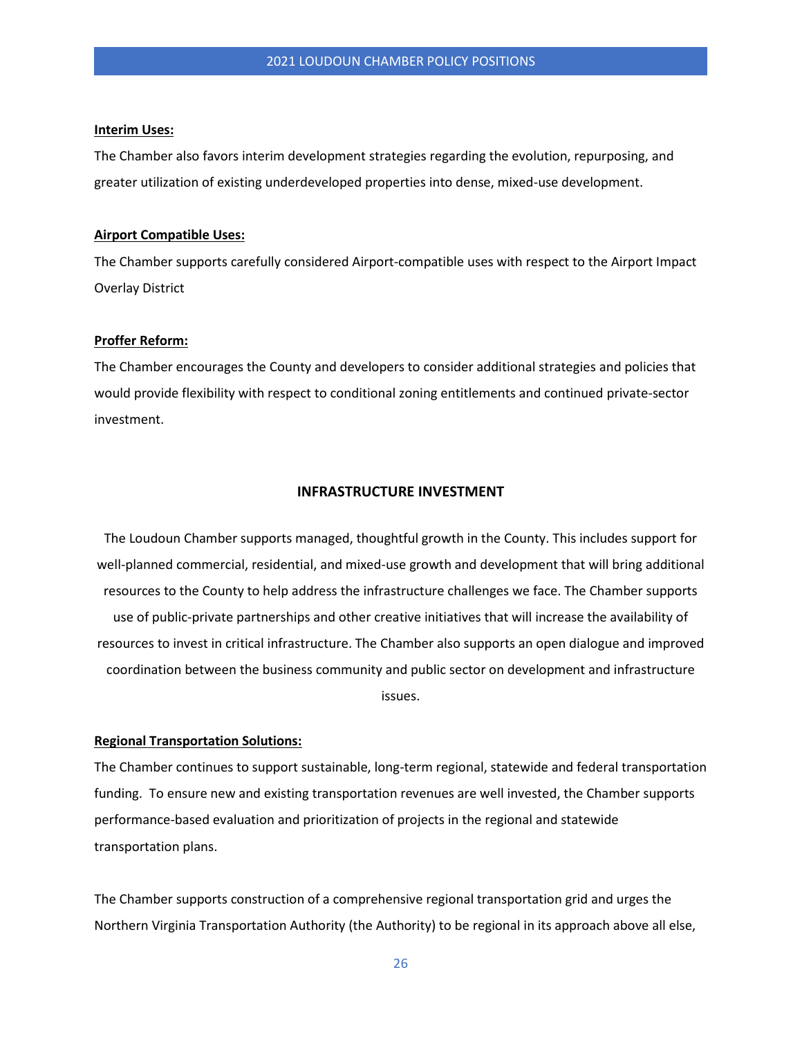**Interim Uses:**

The Chamber also favors interim development strategies regarding the evolution, repurposing, and greater utilization of existing underdeveloped properties into dense, mixed-use development.

**Airport Compatible Uses:**

The Chamber supports carefully considered Airport-compatible uses with respect to the Airport Impact Overlay District

**Proffer Reform:**

The Chamber encourages the County and developers to consider additional strategies and policies that would provide flexibility with respect to conditional zoning entitlements and continued private-sector investment.

## INFRASTRUCTURE INVESTMENT

The Loudoun Chamber supports managed, thoughtful growth in the County. This includes support for well-planned commercial, residential, and mixed-use growth and development that will bring additional resources to the County to help address the infrastructure challenges we face. The Chamber supports use of public-private partnerships and other creative initiatives that will increase the availability of resources to invest in critical infrastructure. The Chamber also supports an open dialogue and improved coordination between the business community and public sector on development and infrastructure issues.

**Regional Transportation Solutions:**

The Chamber continues to support sustainable, long-term regional, statewide and federal transportation funding. To ensure new and existing transportation revenues are well invested, the Chamber supports performance-based evaluation and prioritization of projects in the regional and statewide transportation plans.

The Chamber supports construction of a comprehensive regional transportation grid and urges the Northern Virginia Transportation Authority (the Authority) to be regional in its approach above all else,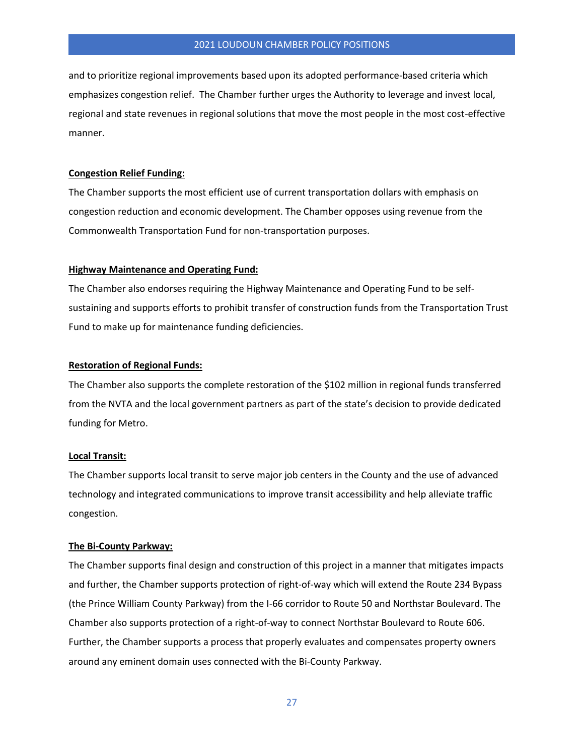and to prioritize regional improvements based upon its adopted performance-based criteria which emphasizes congestion relief. The Chamber further urges the Authority to leverage and invest local, regional and state revenues in regional solutions that move the most people in the most cost-effective manner.

**Congestion Relief Funding:**

The Chamber supports the most efficient use of current transportation dollars with emphasis on congestion reduction and economic development. The Chamber opposes using revenue from the Commonwealth Transportation Fund for non-transportation purposes.

**Highway Maintenance and Operating Fund:**

The Chamber also endorses requiring the Highway Maintenance and Operating Fund to be self-sustaining and supports efforts to prohibit transfer of construction funds from the Transportation Trust Fund to make up for maintenance funding deficiencies.

**Restoration of Regional Funds:**

The Chamber also supports the complete restoration of the $102 million in regional funds transferred from the NVTA and the local government partners as part of the state's decision to provide dedicated funding for Metro.

**Local Transit:**

The Chamber supports local transit to serve major job centers in the County and the use of advanced technology and integrated communications to improve transit accessibility and help alleviate traffic congestion.

**The Bi-County Parkway:**

The Chamber supports final design and construction of this project in a manner that mitigates impacts and further, the Chamber supports protection of right-of-way which will extend the Route 234 Bypass (the Prince William County Parkway) from the I-66 corridor to Route 50 and Northstar Boulevard. The Chamber also supports protection of a right-of-way to connect Northstar Boulevard to Route 606. Further, the Chamber supports a process that properly evaluates and compensates property owners around any eminent domain uses connected with the Bi-County Parkway.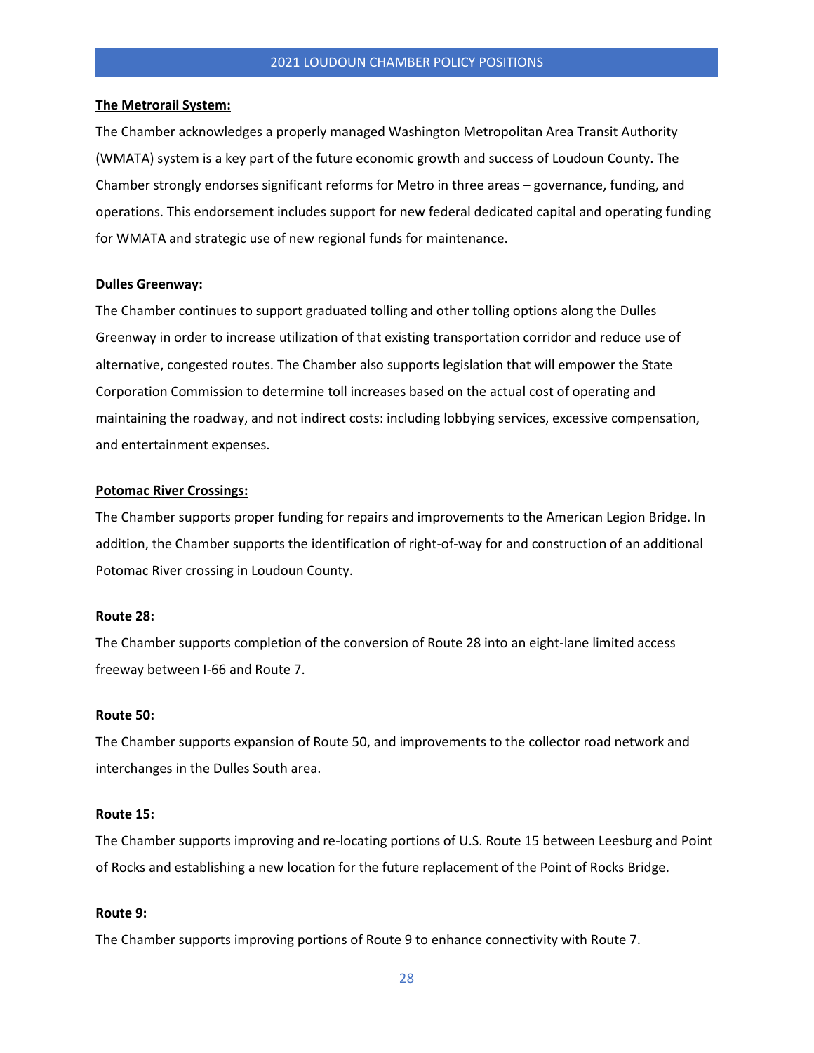**The Metrorail System:**

The Chamber acknowledges a properly managed Washington Metropolitan Area Transit Authority (WMATA) system is a key part of the future economic growth and success of Loudoun County. The Chamber strongly endorses significant reforms for Metro in three areas – governance, funding, and operations. This endorsement includes support for new federal dedicated capital and operating funding for WMATA and strategic use of new regional funds for maintenance.

**Dulles Greenway:**

The Chamber continues to support graduated tolling and other tolling options along the Dulles Greenway in order to increase utilization of that existing transportation corridor and reduce use of alternative, congested routes. The Chamber also supports legislation that will empower the State Corporation Commission to determine toll increases based on the actual cost of operating and maintaining the roadway, and not indirect costs: including lobbying services, excessive compensation, and entertainment expenses.

**Potomac River Crossings:**

The Chamber supports proper funding for repairs and improvements to the American Legion Bridge. In addition, the Chamber supports the identification of right-of-way for and construction of an additional Potomac River crossing in Loudoun County.

**Route 28:**

The Chamber supports completion of the conversion of Route 28 into an eight-lane limited access freeway between I-66 and Route 7.

**Route 50:**

The Chamber supports expansion of Route 50, and improvements to the collector road network and interchanges in the Dulles South area.

**Route 15:**

The Chamber supports improving and re-locating portions of U.S. Route 15 between Leesburg and Point of Rocks and establishing a new location for the future replacement of the Point of Rocks Bridge.

**Route 9:**

The Chamber supports improving portions of Route 9 to enhance connectivity with Route 7.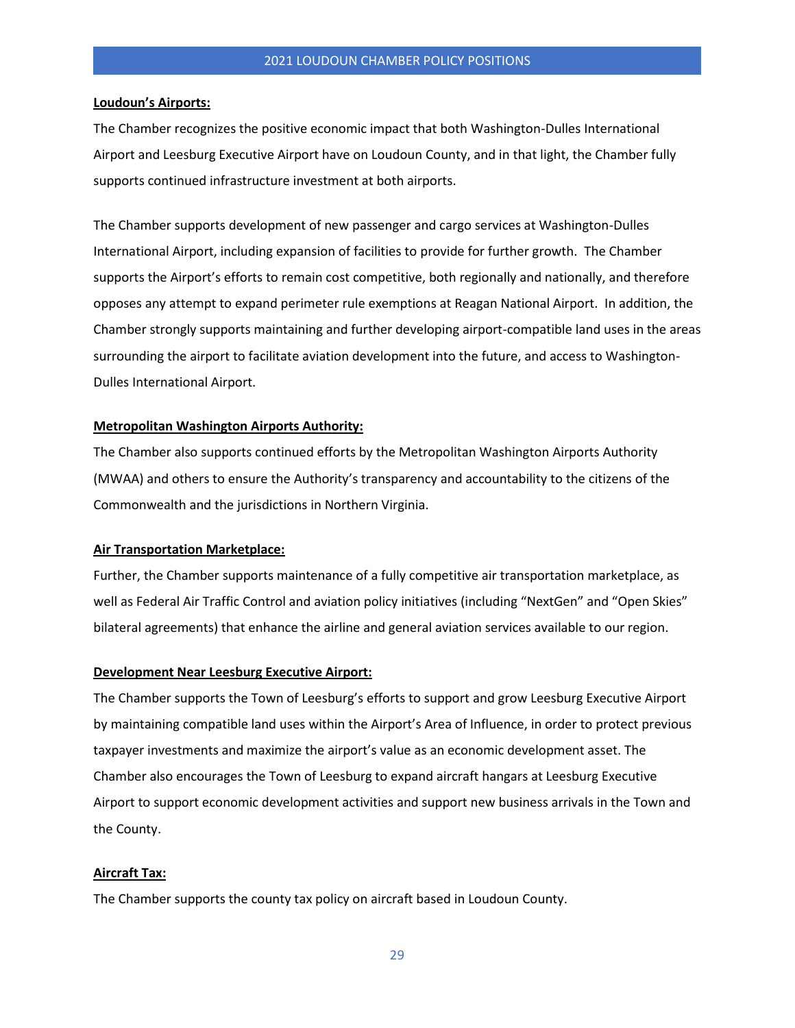**Loudoun's Airports:**

The Chamber recognizes the positive economic impact that both Washington-Dulles International Airport and Leesburg Executive Airport have on Loudoun County, and in that light, the Chamber fully supports continued infrastructure investment at both airports.

The Chamber supports development of new passenger and cargo services at Washington-Dulles International Airport, including expansion of facilities to provide for further growth. The Chamber supports the Airport's efforts to remain cost competitive, both regionally and nationally, and therefore opposes any attempt to expand perimeter rule exemptions at Reagan National Airport. In addition, the Chamber strongly supports maintaining and further developing airport-compatible land uses in the areas surrounding the airport to facilitate aviation development into the future, and access to Washington-Dulles International Airport.

**Metropolitan Washington Airports Authority:**

The Chamber also supports continued efforts by the Metropolitan Washington Airports Authority (MWAA) and others to ensure the Authority's transparency and accountability to the citizens of the Commonwealth and the jurisdictions in Northern Virginia.

**Air Transportation Marketplace:**

Further, the Chamber supports maintenance of a fully competitive air transportation marketplace, as well as Federal Air Traffic Control and aviation policy initiatives (including "NextGen" and "Open Skies" bilateral agreements) that enhance the airline and general aviation services available to our region.

**Development Near Leesburg Executive Airport:**

The Chamber supports the Town of Leesburg's efforts to support and grow Leesburg Executive Airport by maintaining compatible land uses within the Airport's Area of Influence, in order to protect previous taxpayer investments and maximize the airport's value as an economic development asset. The Chamber also encourages the Town of Leesburg to expand aircraft hangars at Leesburg Executive Airport to support economic development activities and support new business arrivals in the Town and the County.

**Aircraft Tax:**

The Chamber supports the county tax policy on aircraft based in Loudoun County.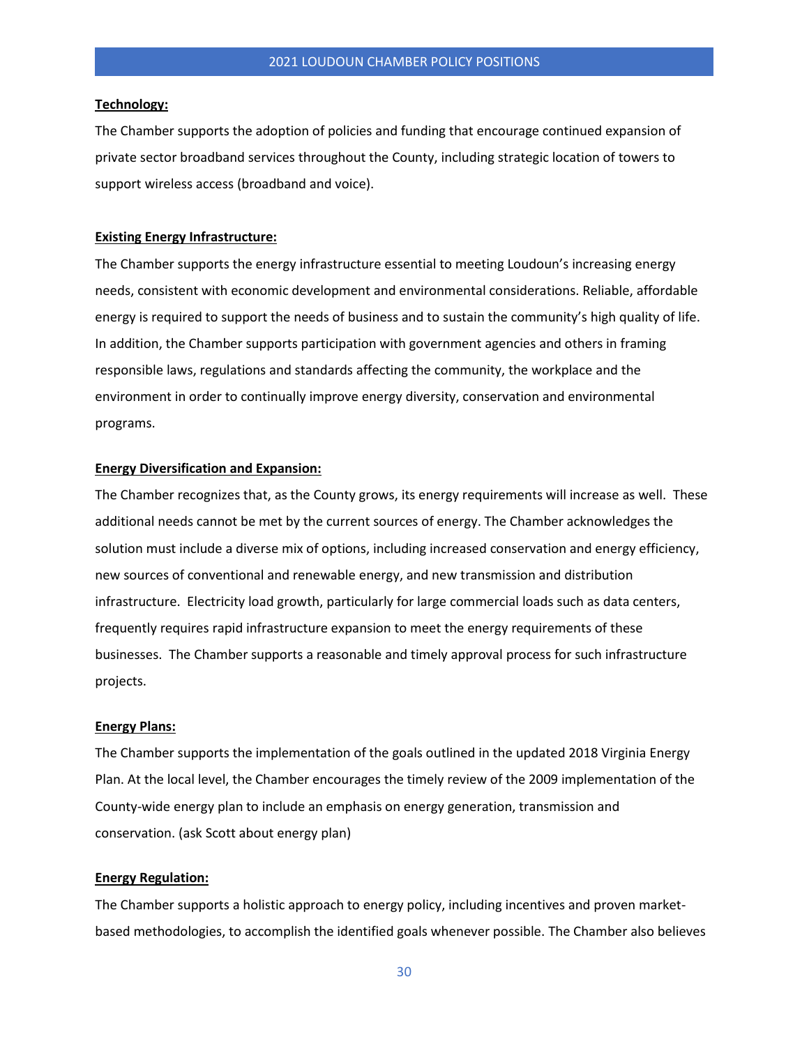**Technology:**

The Chamber supports the adoption of policies and funding that encourage continued expansion of private sector broadband services throughout the County, including strategic location of towers to support wireless access (broadband and voice).

**Existing Energy Infrastructure:**

The Chamber supports the energy infrastructure essential to meeting Loudoun's increasing energy needs, consistent with economic development and environmental considerations. Reliable, affordable energy is required to support the needs of business and to sustain the community's high quality of life. In addition, the Chamber supports participation with government agencies and others in framing responsible laws, regulations and standards affecting the community, the workplace and the environment in order to continually improve energy diversity, conservation and environmental programs.

**Energy Diversification and Expansion:**

The Chamber recognizes that, as the County grows, its energy requirements will increase as well. These additional needs cannot be met by the current sources of energy. The Chamber acknowledges the solution must include a diverse mix of options, including increased conservation and energy efficiency, new sources of conventional and renewable energy, and new transmission and distribution infrastructure. Electricity load growth, particularly for large commercial loads such as data centers, frequently requires rapid infrastructure expansion to meet the energy requirements of these businesses. The Chamber supports a reasonable and timely approval process for such infrastructure projects.

**Energy Plans:**

The Chamber supports the implementation of the goals outlined in the updated 2018 Virginia Energy Plan. At the local level, the Chamber encourages the timely review of the 2009 implementation of the County-wide energy plan to include an emphasis on energy generation, transmission and conservation. (ask Scott about energy plan)

**Energy Regulation:**

The Chamber supports a holistic approach to energy policy, including incentives and proven market-based methodologies, to accomplish the identified goals whenever possible. The Chamber also believes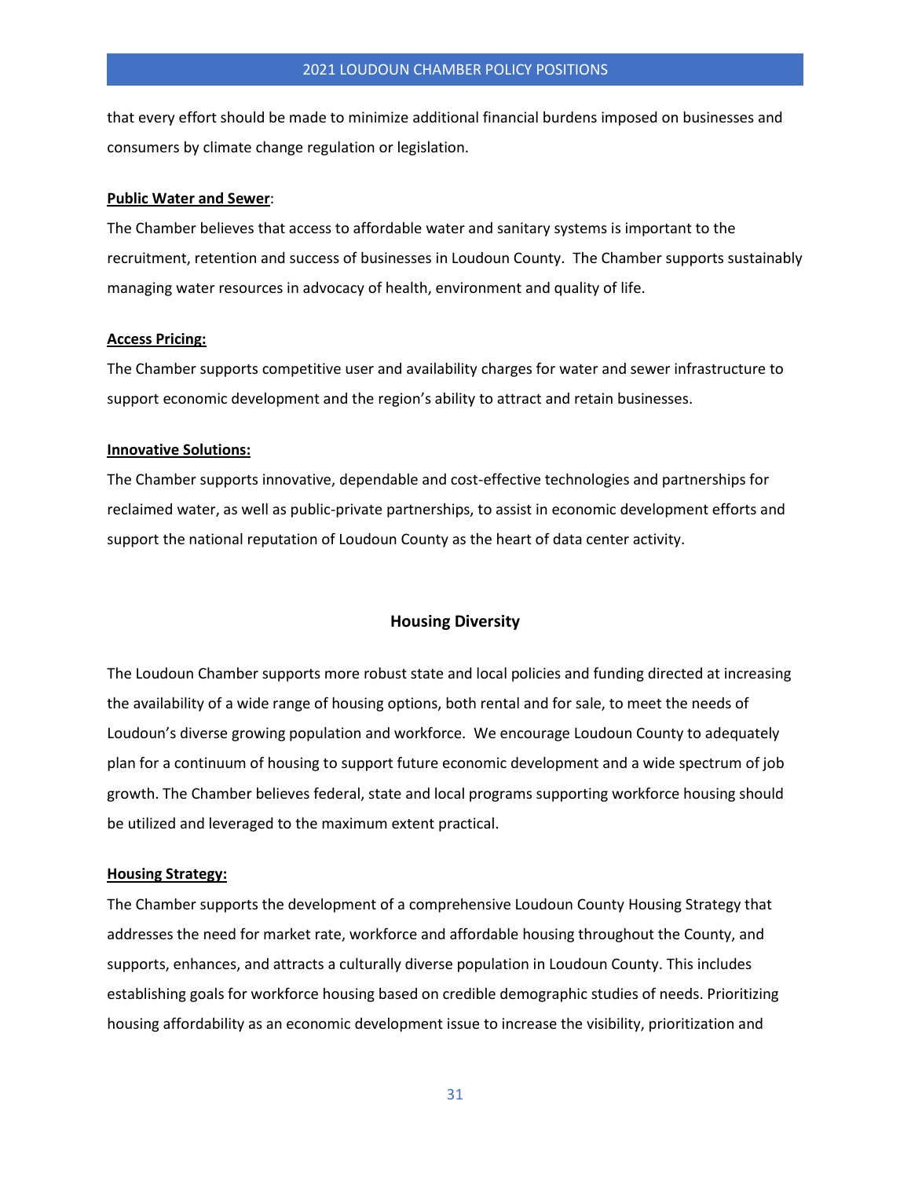that every effort should be made to minimize additional financial burdens imposed on businesses and consumers by climate change regulation or legislation.

**Public Water and Sewer**:

The Chamber believes that access to affordable water and sanitary systems is important to the recruitment, retention and success of businesses in Loudoun County. The Chamber supports sustainably managing water resources in advocacy of health, environment and quality of life.

**Access Pricing:**

The Chamber supports competitive user and availability charges for water and sewer infrastructure to support economic development and the region's ability to attract and retain businesses.

**Innovative Solutions:**

The Chamber supports innovative, dependable and cost-effective technologies and partnerships for reclaimed water, as well as public-private partnerships, to assist in economic development efforts and support the national reputation of Loudoun County as the heart of data center activity.

## Housing Diversity

The Loudoun Chamber supports more robust state and local policies and funding directed at increasing the availability of a wide range of housing options, both rental and for sale, to meet the needs of Loudoun's diverse growing population and workforce. We encourage Loudoun County to adequately plan for a continuum of housing to support future economic development and a wide spectrum of job growth. The Chamber believes federal, state and local programs supporting workforce housing should be utilized and leveraged to the maximum extent practical.

**Housing Strategy:**

The Chamber supports the development of a comprehensive Loudoun County Housing Strategy that addresses the need for market rate, workforce and affordable housing throughout the County, and supports, enhances, and attracts a culturally diverse population in Loudoun County. This includes establishing goals for workforce housing based on credible demographic studies of needs. Prioritizing housing affordability as an economic development issue to increase the visibility, prioritization and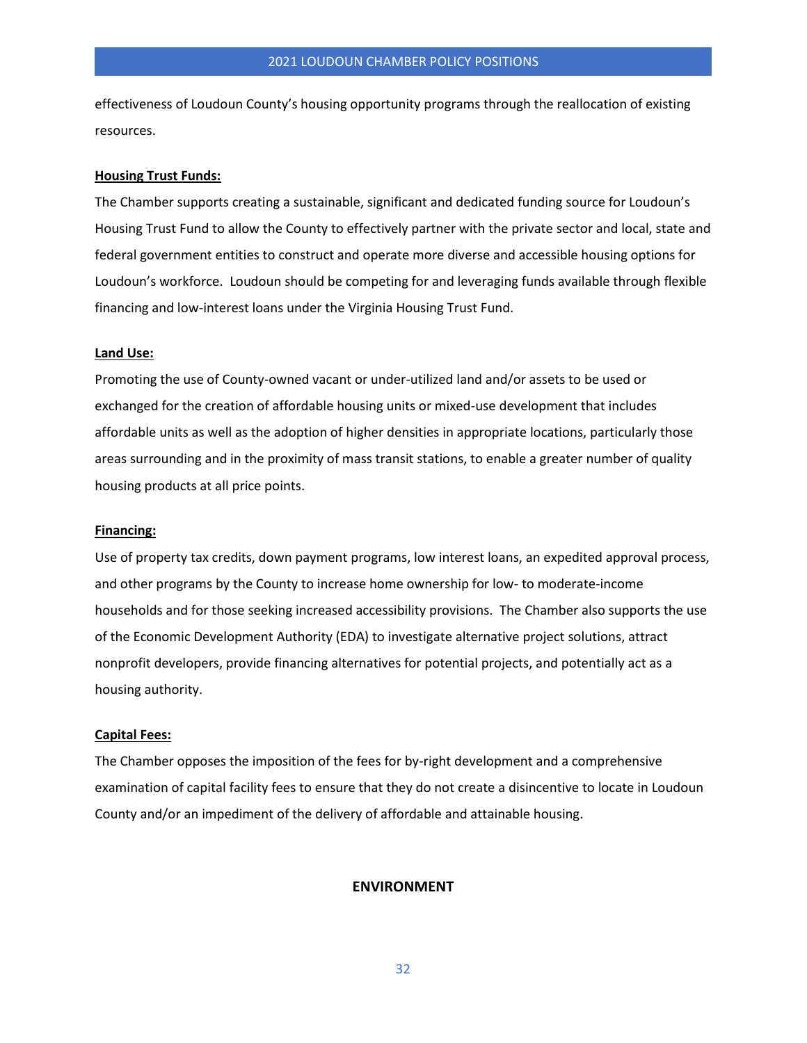effectiveness of Loudoun County's housing opportunity programs through the reallocation of existing resources.

**Housing Trust Funds:**

The Chamber supports creating a sustainable, significant and dedicated funding source for Loudoun's Housing Trust Fund to allow the County to effectively partner with the private sector and local, state and federal government entities to construct and operate more diverse and accessible housing options for Loudoun's workforce. Loudoun should be competing for and leveraging funds available through flexible financing and low-interest loans under the Virginia Housing Trust Fund.

**Land Use:**

Promoting the use of County-owned vacant or under-utilized land and/or assets to be used or exchanged for the creation of affordable housing units or mixed-use development that includes affordable units as well as the adoption of higher densities in appropriate locations, particularly those areas surrounding and in the proximity of mass transit stations, to enable a greater number of quality housing products at all price points.

**Financing:**

Use of property tax credits, down payment programs, low interest loans, an expedited approval process, and other programs by the County to increase home ownership for low- to moderate-income households and for those seeking increased accessibility provisions. The Chamber also supports the use of the Economic Development Authority (EDA) to investigate alternative project solutions, attract nonprofit developers, provide financing alternatives for potential projects, and potentially act as a housing authority.

**Capital Fees:**

The Chamber opposes the imposition of the fees for by-right development and a comprehensive examination of capital facility fees to ensure that they do not create a disincentive to locate in Loudoun County and/or an impediment of the delivery of affordable and attainable housing.

## ENVIRONMENT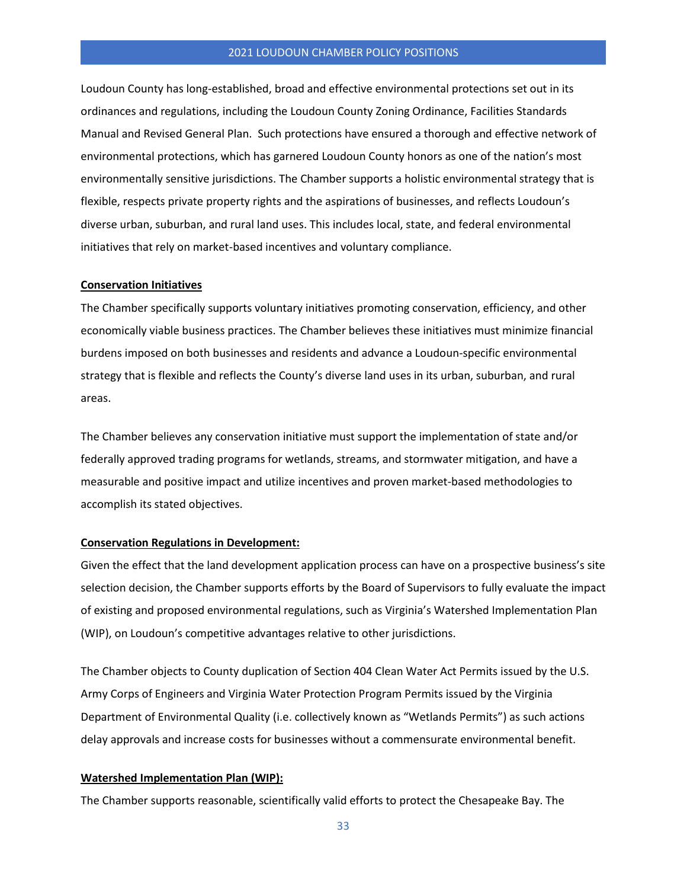Loudoun County has long-established, broad and effective environmental protections set out in its ordinances and regulations, including the Loudoun County Zoning Ordinance, Facilities Standards Manual and Revised General Plan. Such protections have ensured a thorough and effective network of environmental protections, which has garnered Loudoun County honors as one of the nation's most environmentally sensitive jurisdictions. The Chamber supports a holistic environmental strategy that is flexible, respects private property rights and the aspirations of businesses, and reflects Loudoun's diverse urban, suburban, and rural land uses. This includes local, state, and federal environmental initiatives that rely on market-based incentives and voluntary compliance.

**Conservation Initiatives**

The Chamber specifically supports voluntary initiatives promoting conservation, efficiency, and other economically viable business practices. The Chamber believes these initiatives must minimize financial burdens imposed on both businesses and residents and advance a Loudoun-specific environmental strategy that is flexible and reflects the County's diverse land uses in its urban, suburban, and rural areas.

The Chamber believes any conservation initiative must support the implementation of state and/or federally approved trading programs for wetlands, streams, and stormwater mitigation, and have a measurable and positive impact and utilize incentives and proven market-based methodologies to accomplish its stated objectives.

**Conservation Regulations in Development:**

Given the effect that the land development application process can have on a prospective business's site selection decision, the Chamber supports efforts by the Board of Supervisors to fully evaluate the impact of existing and proposed environmental regulations, such as Virginia's Watershed Implementation Plan (WIP), on Loudoun's competitive advantages relative to other jurisdictions.

The Chamber objects to County duplication of Section 404 Clean Water Act Permits issued by the U.S. Army Corps of Engineers and Virginia Water Protection Program Permits issued by the Virginia Department of Environmental Quality (i.e. collectively known as "Wetlands Permits") as such actions delay approvals and increase costs for businesses without a commensurate environmental benefit.

**Watershed Implementation Plan (WIP):**

The Chamber supports reasonable, scientifically valid efforts to protect the Chesapeake Bay. The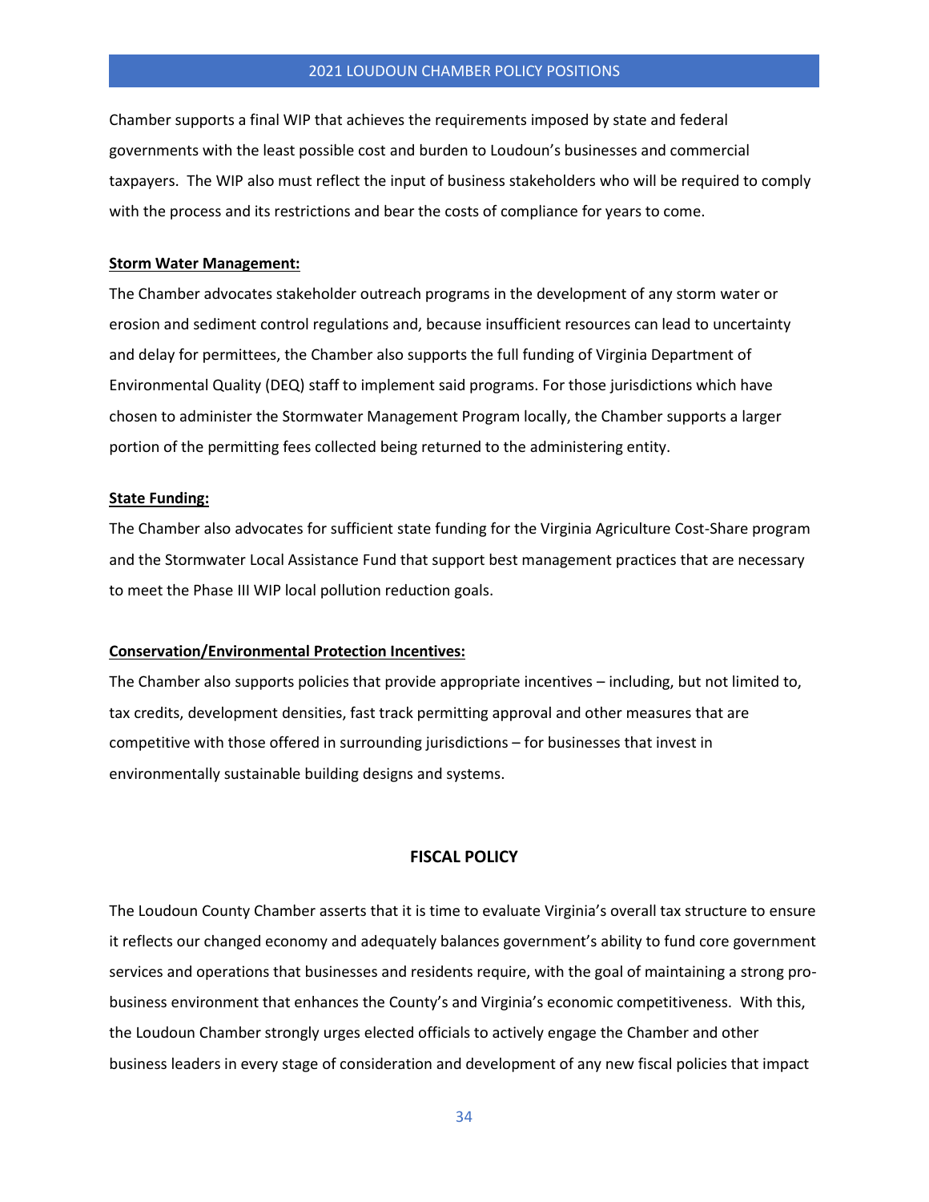Chamber supports a final WIP that achieves the requirements imposed by state and federal governments with the least possible cost and burden to Loudoun's businesses and commercial taxpayers. The WIP also must reflect the input of business stakeholders who will be required to comply with the process and its restrictions and bear the costs of compliance for years to come.

**Storm Water Management:**

The Chamber advocates stakeholder outreach programs in the development of any storm water or erosion and sediment control regulations and, because insufficient resources can lead to uncertainty and delay for permittees, the Chamber also supports the full funding of Virginia Department of Environmental Quality (DEQ) staff to implement said programs. For those jurisdictions which have chosen to administer the Stormwater Management Program locally, the Chamber supports a larger portion of the permitting fees collected being returned to the administering entity.

**State Funding:**

The Chamber also advocates for sufficient state funding for the Virginia Agriculture Cost-Share program and the Stormwater Local Assistance Fund that support best management practices that are necessary to meet the Phase III WIP local pollution reduction goals.

**Conservation/Environmental Protection Incentives:**

The Chamber also supports policies that provide appropriate incentives – including, but not limited to, tax credits, development densities, fast track permitting approval and other measures that are competitive with those offered in surrounding jurisdictions – for businesses that invest in environmentally sustainable building designs and systems.

## FISCAL POLICY

The Loudoun County Chamber asserts that it is time to evaluate Virginia's overall tax structure to ensure it reflects our changed economy and adequately balances government's ability to fund core government services and operations that businesses and residents require, with the goal of maintaining a strong pro-business environment that enhances the County's and Virginia's economic competitiveness. With this, the Loudoun Chamber strongly urges elected officials to actively engage the Chamber and other business leaders in every stage of consideration and development of any new fiscal policies that impact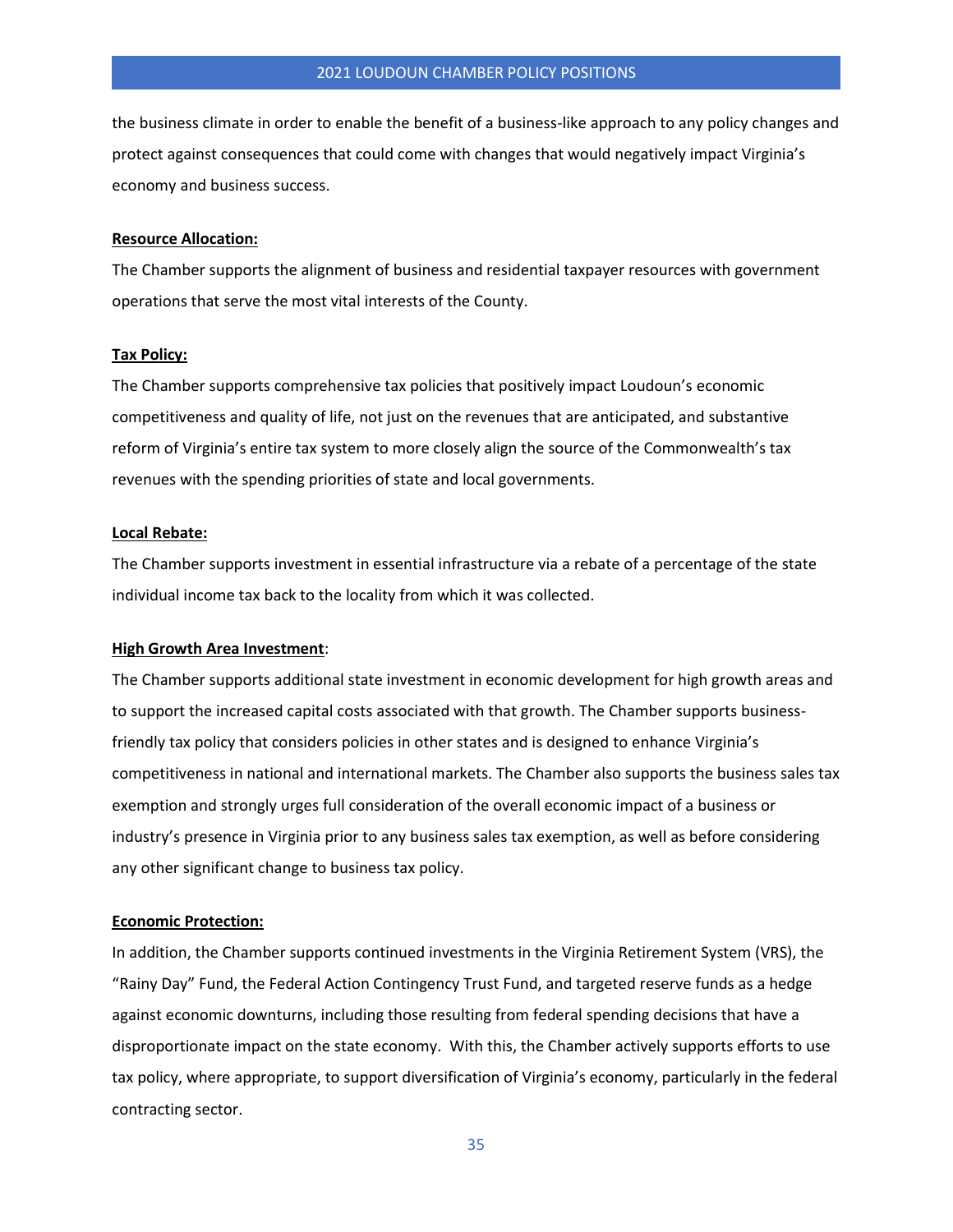the business climate in order to enable the benefit of a business-like approach to any policy changes and protect against consequences that could come with changes that would negatively impact Virginia's economy and business success.

**Resource Allocation:**

The Chamber supports the alignment of business and residential taxpayer resources with government operations that serve the most vital interests of the County.

**Tax Policy:**

The Chamber supports comprehensive tax policies that positively impact Loudoun's economic competitiveness and quality of life, not just on the revenues that are anticipated, and substantive reform of Virginia's entire tax system to more closely align the source of the Commonwealth's tax revenues with the spending priorities of state and local governments.

**Local Rebate:**

The Chamber supports investment in essential infrastructure via a rebate of a percentage of the state individual income tax back to the locality from which it was collected.

**High Growth Area Investment**:

The Chamber supports additional state investment in economic development for high growth areas and to support the increased capital costs associated with that growth. The Chamber supports business-friendly tax policy that considers policies in other states and is designed to enhance Virginia's competitiveness in national and international markets. The Chamber also supports the business sales tax exemption and strongly urges full consideration of the overall economic impact of a business or industry's presence in Virginia prior to any business sales tax exemption, as well as before considering any other significant change to business tax policy.

**Economic Protection:**

In addition, the Chamber supports continued investments in the Virginia Retirement System (VRS), the "Rainy Day" Fund, the Federal Action Contingency Trust Fund, and targeted reserve funds as a hedge against economic downturns, including those resulting from federal spending decisions that have a disproportionate impact on the state economy. With this, the Chamber actively supports efforts to use tax policy, where appropriate, to support diversification of Virginia's economy, particularly in the federal contracting sector.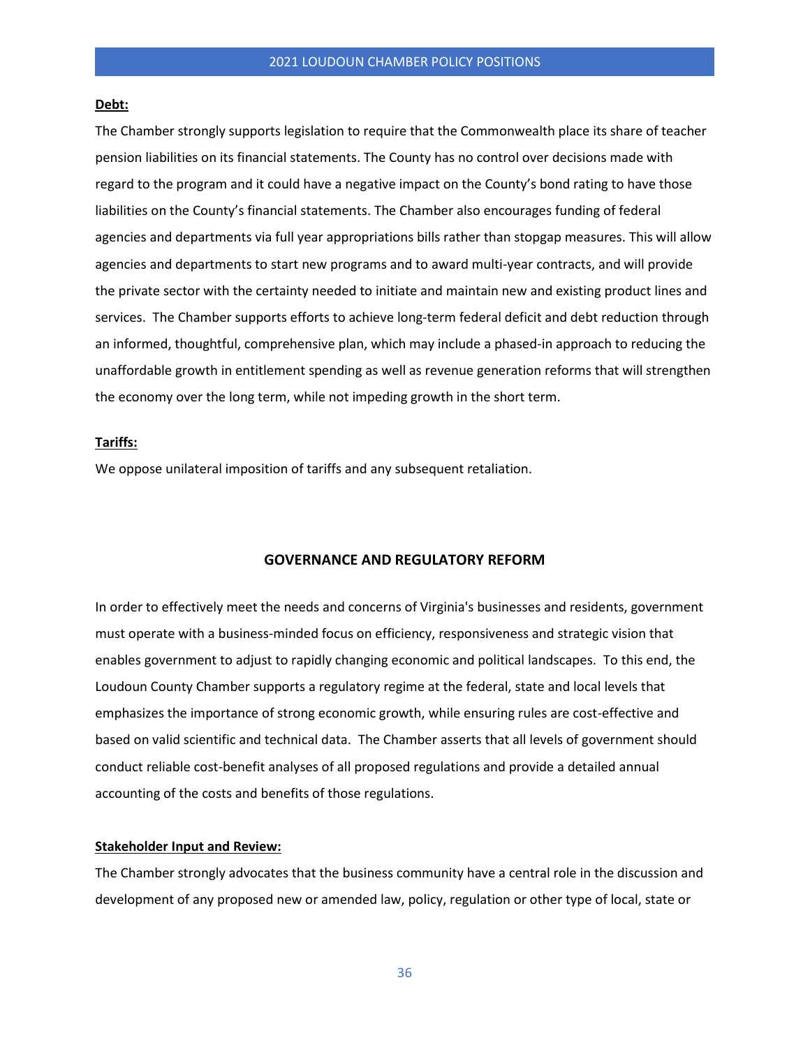**Debt:**

The Chamber strongly supports legislation to require that the Commonwealth place its share of teacher pension liabilities on its financial statements. The County has no control over decisions made with regard to the program and it could have a negative impact on the County's bond rating to have those liabilities on the County's financial statements. The Chamber also encourages funding of federal agencies and departments via full year appropriations bills rather than stopgap measures. This will allow agencies and departments to start new programs and to award multi-year contracts, and will provide the private sector with the certainty needed to initiate and maintain new and existing product lines and services. The Chamber supports efforts to achieve long-term federal deficit and debt reduction through an informed, thoughtful, comprehensive plan, which may include a phased-in approach to reducing the unaffordable growth in entitlement spending as well as revenue generation reforms that will strengthen the economy over the long term, while not impeding growth in the short term.

**Tariffs:**

We oppose unilateral imposition of tariffs and any subsequent retaliation.

## GOVERNANCE AND REGULATORY REFORM

In order to effectively meet the needs and concerns of Virginia's businesses and residents, government must operate with a business-minded focus on efficiency, responsiveness and strategic vision that enables government to adjust to rapidly changing economic and political landscapes. To this end, the Loudoun County Chamber supports a regulatory regime at the federal, state and local levels that emphasizes the importance of strong economic growth, while ensuring rules are cost-effective and based on valid scientific and technical data. The Chamber asserts that all levels of government should conduct reliable cost-benefit analyses of all proposed regulations and provide a detailed annual accounting of the costs and benefits of those regulations.

**Stakeholder Input and Review:**

The Chamber strongly advocates that the business community have a central role in the discussion and development of any proposed new or amended law, policy, regulation or other type of local, state or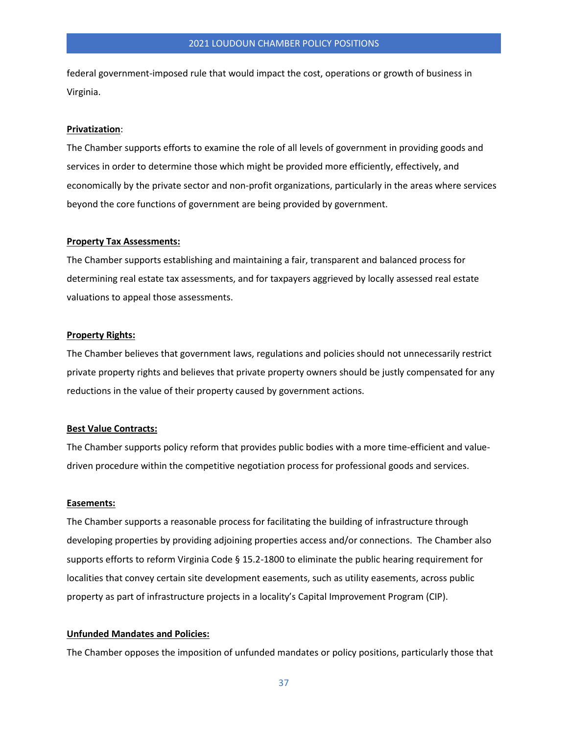federal government-imposed rule that would impact the cost, operations or growth of business in Virginia.

**Privatization**:

The Chamber supports efforts to examine the role of all levels of government in providing goods and services in order to determine those which might be provided more efficiently, effectively, and economically by the private sector and non-profit organizations, particularly in the areas where services beyond the core functions of government are being provided by government.

**Property Tax Assessments:**

The Chamber supports establishing and maintaining a fair, transparent and balanced process for determining real estate tax assessments, and for taxpayers aggrieved by locally assessed real estate valuations to appeal those assessments.

**Property Rights:**

The Chamber believes that government laws, regulations and policies should not unnecessarily restrict private property rights and believes that private property owners should be justly compensated for any reductions in the value of their property caused by government actions.

**Best Value Contracts:**

The Chamber supports policy reform that provides public bodies with a more time-efficient and value-driven procedure within the competitive negotiation process for professional goods and services.

**Easements:**

The Chamber supports a reasonable process for facilitating the building of infrastructure through developing properties by providing adjoining properties access and/or connections. The Chamber also supports efforts to reform Virginia Code § 15.2-1800 to eliminate the public hearing requirement for localities that convey certain site development easements, such as utility easements, across public property as part of infrastructure projects in a locality's Capital Improvement Program (CIP).

**Unfunded Mandates and Policies:**

The Chamber opposes the imposition of unfunded mandates or policy positions, particularly those that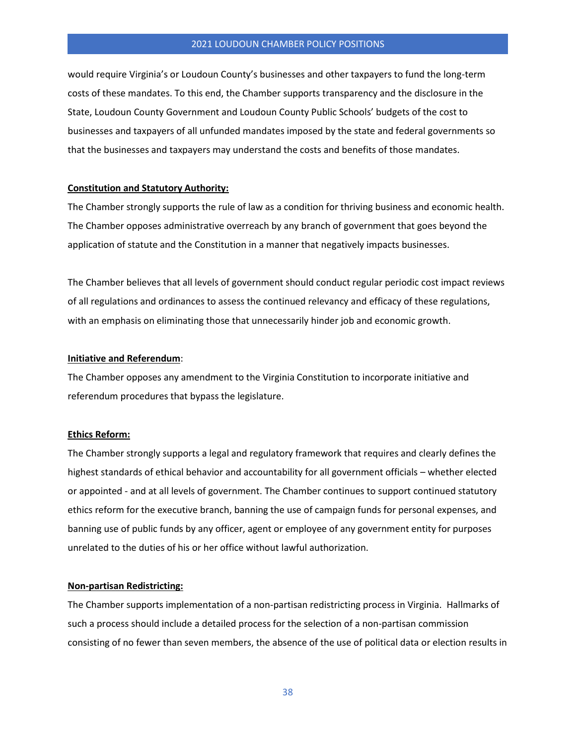would require Virginia's or Loudoun County's businesses and other taxpayers to fund the long-term costs of these mandates. To this end, the Chamber supports transparency and the disclosure in the State, Loudoun County Government and Loudoun County Public Schools' budgets of the cost to businesses and taxpayers of all unfunded mandates imposed by the state and federal governments so that the businesses and taxpayers may understand the costs and benefits of those mandates.

**Constitution and Statutory Authority:**

The Chamber strongly supports the rule of law as a condition for thriving business and economic health. The Chamber opposes administrative overreach by any branch of government that goes beyond the application of statute and the Constitution in a manner that negatively impacts businesses.

The Chamber believes that all levels of government should conduct regular periodic cost impact reviews of all regulations and ordinances to assess the continued relevancy and efficacy of these regulations, with an emphasis on eliminating those that unnecessarily hinder job and economic growth.

**Initiative and Referendum**:

The Chamber opposes any amendment to the Virginia Constitution to incorporate initiative and referendum procedures that bypass the legislature.

**Ethics Reform:**

The Chamber strongly supports a legal and regulatory framework that requires and clearly defines the highest standards of ethical behavior and accountability for all government officials – whether elected or appointed - and at all levels of government. The Chamber continues to support continued statutory ethics reform for the executive branch, banning the use of campaign funds for personal expenses, and banning use of public funds by any officer, agent or employee of any government entity for purposes unrelated to the duties of his or her office without lawful authorization.

**Non-partisan Redistricting:**

The Chamber supports implementation of a non-partisan redistricting process in Virginia. Hallmarks of such a process should include a detailed process for the selection of a non-partisan commission consisting of no fewer than seven members, the absence of the use of political data or election results in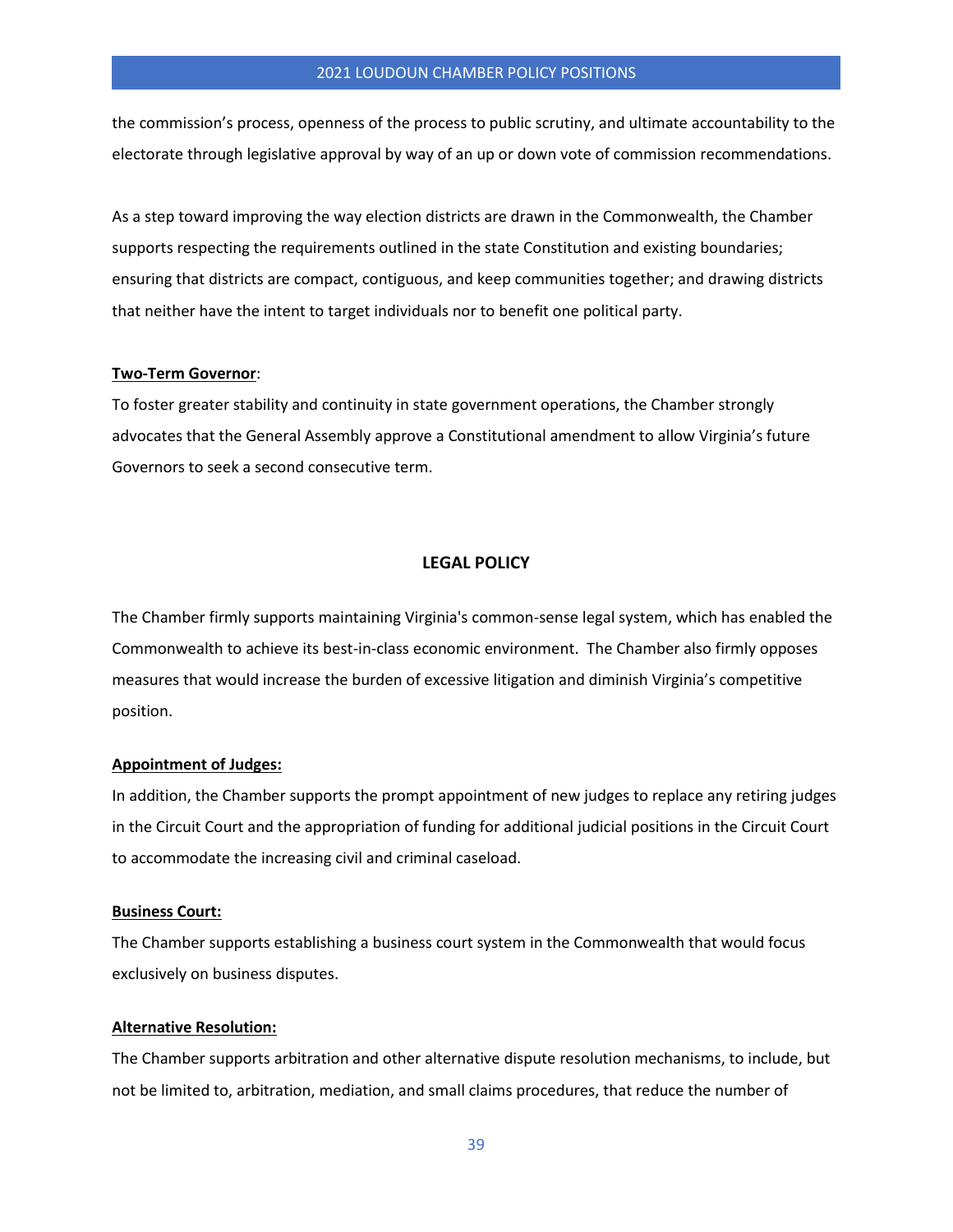the commission's process, openness of the process to public scrutiny, and ultimate accountability to the electorate through legislative approval by way of an up or down vote of commission recommendations.

As a step toward improving the way election districts are drawn in the Commonwealth, the Chamber supports respecting the requirements outlined in the state Constitution and existing boundaries; ensuring that districts are compact, contiguous, and keep communities together; and drawing districts that neither have the intent to target individuals nor to benefit one political party.

**Two-Term Governor**:

To foster greater stability and continuity in state government operations, the Chamber strongly advocates that the General Assembly approve a Constitutional amendment to allow Virginia's future Governors to seek a second consecutive term.

## LEGAL POLICY

The Chamber firmly supports maintaining Virginia's common-sense legal system, which has enabled the Commonwealth to achieve its best-in-class economic environment. The Chamber also firmly opposes measures that would increase the burden of excessive litigation and diminish Virginia's competitive position.

**Appointment of Judges:**

In addition, the Chamber supports the prompt appointment of new judges to replace any retiring judges in the Circuit Court and the appropriation of funding for additional judicial positions in the Circuit Court to accommodate the increasing civil and criminal caseload.

**Business Court:**

The Chamber supports establishing a business court system in the Commonwealth that would focus exclusively on business disputes.

**Alternative Resolution:**

The Chamber supports arbitration and other alternative dispute resolution mechanisms, to include, but not be limited to, arbitration, mediation, and small claims procedures, that reduce the number of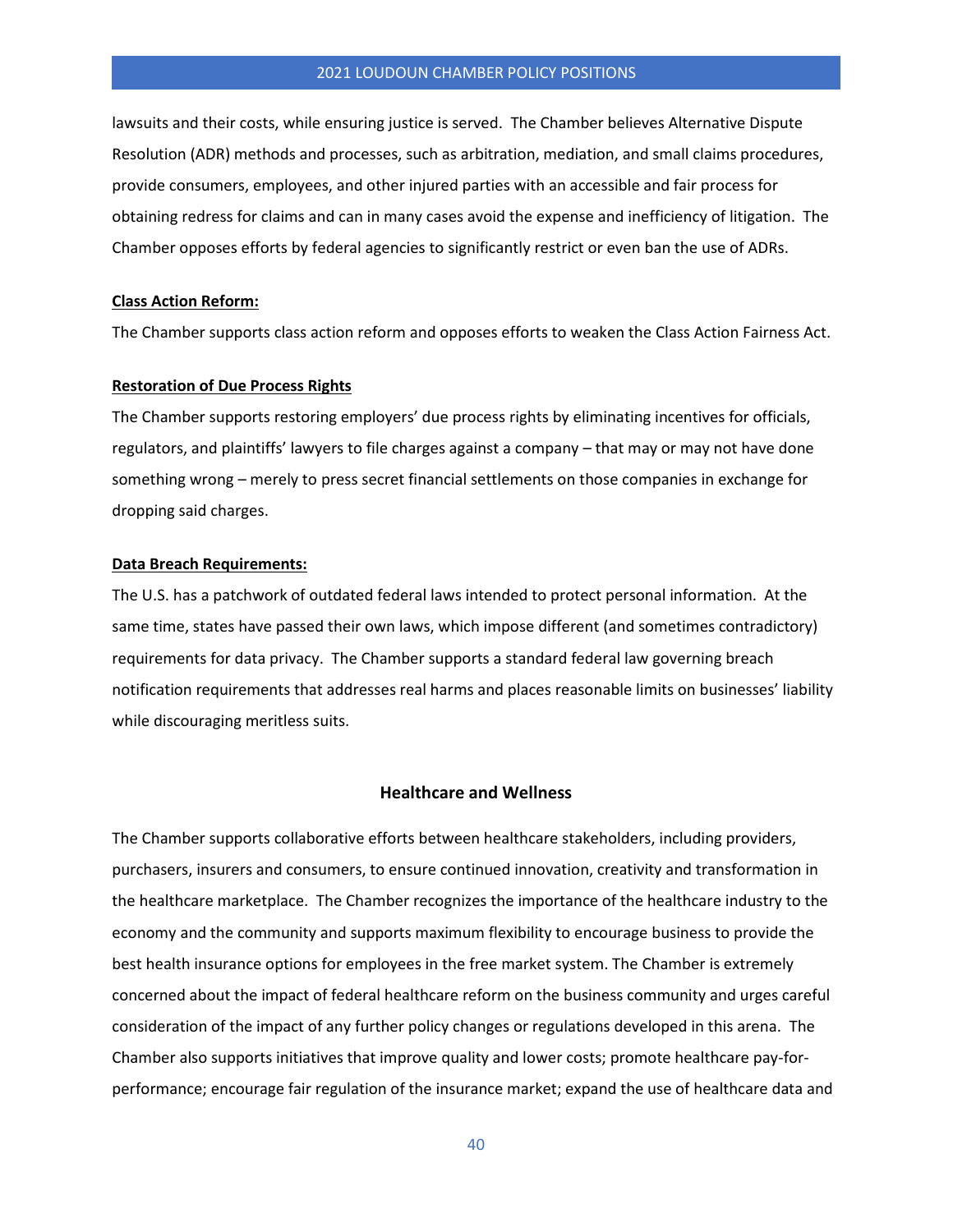lawsuits and their costs, while ensuring justice is served. The Chamber believes Alternative Dispute Resolution (ADR) methods and processes, such as arbitration, mediation, and small claims procedures, provide consumers, employees, and other injured parties with an accessible and fair process for obtaining redress for claims and can in many cases avoid the expense and inefficiency of litigation. The Chamber opposes efforts by federal agencies to significantly restrict or even ban the use of ADRs.

**Class Action Reform:**

The Chamber supports class action reform and opposes efforts to weaken the Class Action Fairness Act.

**Restoration of Due Process Rights**

The Chamber supports restoring employers' due process rights by eliminating incentives for officials, regulators, and plaintiffs' lawyers to file charges against a company – that may or may not have done something wrong – merely to press secret financial settlements on those companies in exchange for dropping said charges.

**Data Breach Requirements:**

The U.S. has a patchwork of outdated federal laws intended to protect personal information. At the same time, states have passed their own laws, which impose different (and sometimes contradictory) requirements for data privacy. The Chamber supports a standard federal law governing breach notification requirements that addresses real harms and places reasonable limits on businesses' liability while discouraging meritless suits.

## Healthcare and Wellness

The Chamber supports collaborative efforts between healthcare stakeholders, including providers, purchasers, insurers and consumers, to ensure continued innovation, creativity and transformation in the healthcare marketplace. The Chamber recognizes the importance of the healthcare industry to the economy and the community and supports maximum flexibility to encourage business to provide the best health insurance options for employees in the free market system. The Chamber is extremely concerned about the impact of federal healthcare reform on the business community and urges careful consideration of the impact of any further policy changes or regulations developed in this arena. The Chamber also supports initiatives that improve quality and lower costs; promote healthcare pay-for-performance; encourage fair regulation of the insurance market; expand the use of healthcare data and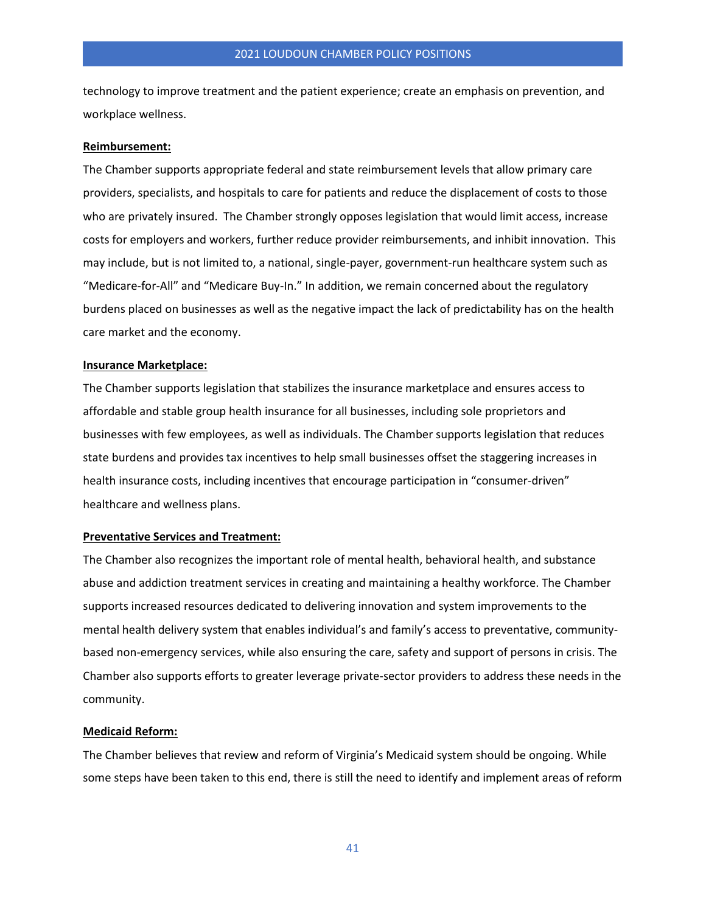technology to improve treatment and the patient experience; create an emphasis on prevention, and workplace wellness.

**Reimbursement:**

The Chamber supports appropriate federal and state reimbursement levels that allow primary care providers, specialists, and hospitals to care for patients and reduce the displacement of costs to those who are privately insured. The Chamber strongly opposes legislation that would limit access, increase costs for employers and workers, further reduce provider reimbursements, and inhibit innovation. This may include, but is not limited to, a national, single-payer, government-run healthcare system such as "Medicare-for-All" and "Medicare Buy-In." In addition, we remain concerned about the regulatory burdens placed on businesses as well as the negative impact the lack of predictability has on the health care market and the economy.

**Insurance Marketplace:**

The Chamber supports legislation that stabilizes the insurance marketplace and ensures access to affordable and stable group health insurance for all businesses, including sole proprietors and businesses with few employees, as well as individuals. The Chamber supports legislation that reduces state burdens and provides tax incentives to help small businesses offset the staggering increases in health insurance costs, including incentives that encourage participation in "consumer-driven" healthcare and wellness plans.

**Preventative Services and Treatment:**

The Chamber also recognizes the important role of mental health, behavioral health, and substance abuse and addiction treatment services in creating and maintaining a healthy workforce. The Chamber supports increased resources dedicated to delivering innovation and system improvements to the mental health delivery system that enables individual's and family's access to preventative, community-based non-emergency services, while also ensuring the care, safety and support of persons in crisis. The Chamber also supports efforts to greater leverage private-sector providers to address these needs in the community.

**Medicaid Reform:**

The Chamber believes that review and reform of Virginia's Medicaid system should be ongoing. While some steps have been taken to this end, there is still the need to identify and implement areas of reform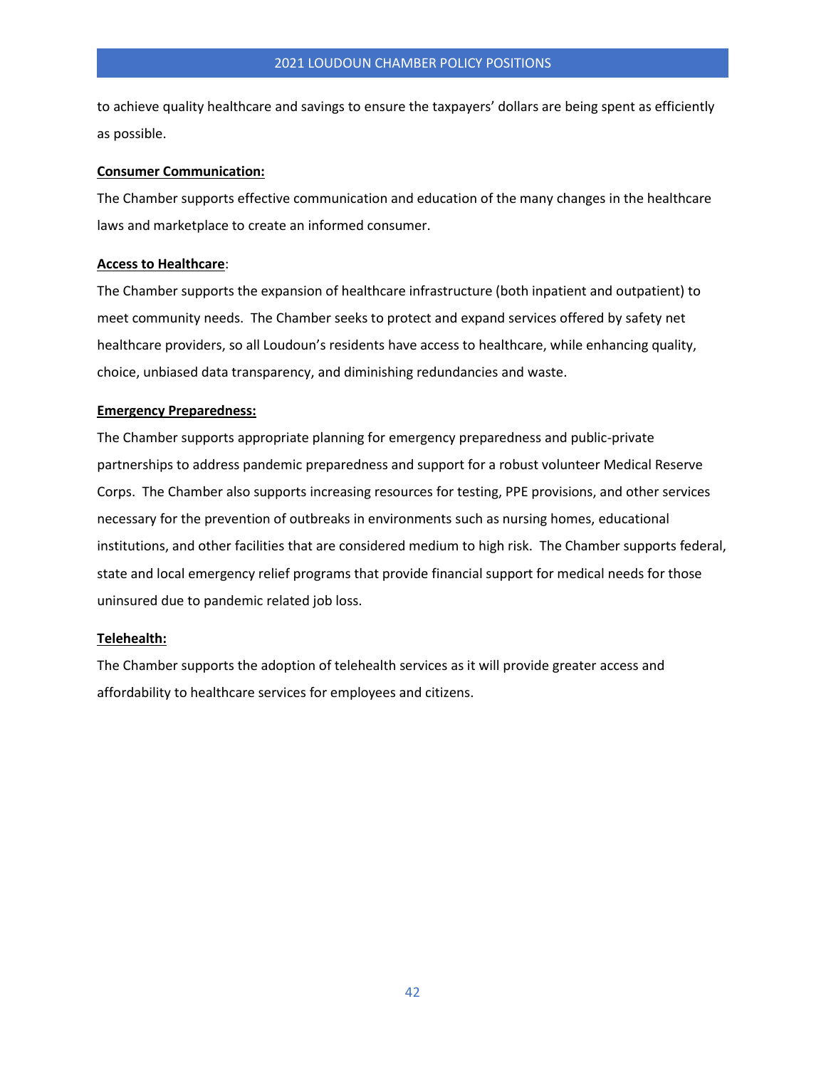to achieve quality healthcare and savings to ensure the taxpayers' dollars are being spent as efficiently as possible.

**Consumer Communication:**

The Chamber supports effective communication and education of the many changes in the healthcare laws and marketplace to create an informed consumer.

**Access to Healthcare**:

The Chamber supports the expansion of healthcare infrastructure (both inpatient and outpatient) to meet community needs. The Chamber seeks to protect and expand services offered by safety net healthcare providers, so all Loudoun's residents have access to healthcare, while enhancing quality, choice, unbiased data transparency, and diminishing redundancies and waste.

**Emergency Preparedness:**

The Chamber supports appropriate planning for emergency preparedness and public-private partnerships to address pandemic preparedness and support for a robust volunteer Medical Reserve Corps. The Chamber also supports increasing resources for testing, PPE provisions, and other services necessary for the prevention of outbreaks in environments such as nursing homes, educational institutions, and other facilities that are considered medium to high risk. The Chamber supports federal, state and local emergency relief programs that provide financial support for medical needs for those uninsured due to pandemic related job loss.

**Telehealth:**

The Chamber supports the adoption of telehealth services as it will provide greater access and affordability to healthcare services for employees and citizens.